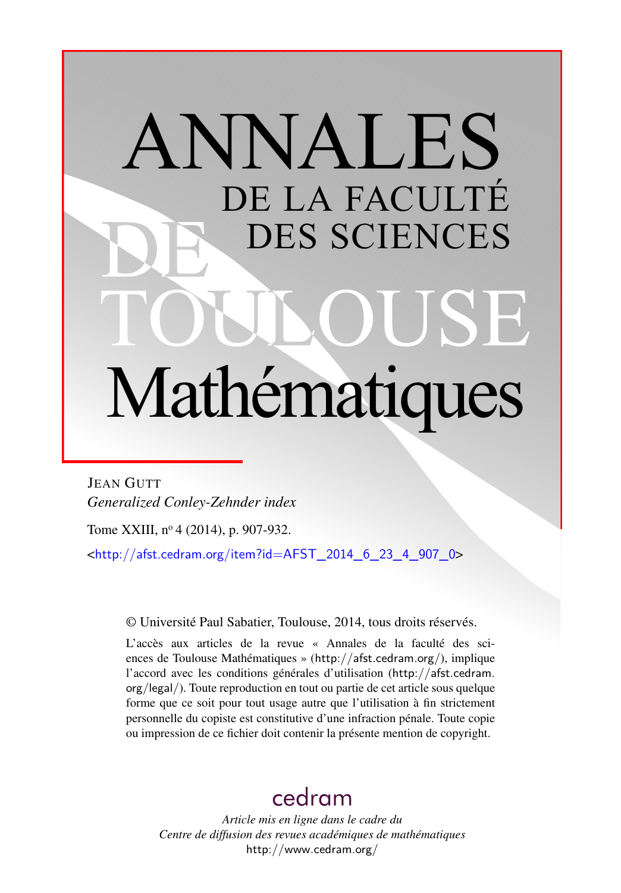# ANNALES DE LA FACULTÉ DES SCIENCES DE TOULOUSE Mathématiques

JEAN GUTT

*Generalized Conley-Zehnder index*

Tome XXIII, n° 4 (2014), p. 907-932.

<http://afst.cedram.org/item?id=AFST_2014_6_23_4_907_0>

© Université Paul Sabatier, Toulouse, 2014, tous droits réservés.

L'accès aux articles de la revue « Annales de la faculté des sciences de Toulouse Mathématiques » (http://afst.cedram.org/), implique l'accord avec les conditions générales d'utilisation (http://afst.cedram.org/legal/). Toute reproduction en tout ou partie de cet article sous quelque forme que ce soit pour tout usage autre que l'utilisation à fin strictement personnelle du copiste est constitutive d'une infraction pénale. Toute copie ou impression de ce fichier doit contenir la présente mention de copyright.

cedram

*Article mis en ligne dans le cadre du*
*Centre de diffusion des revues académiques de mathématiques*
http://www.cedram.org/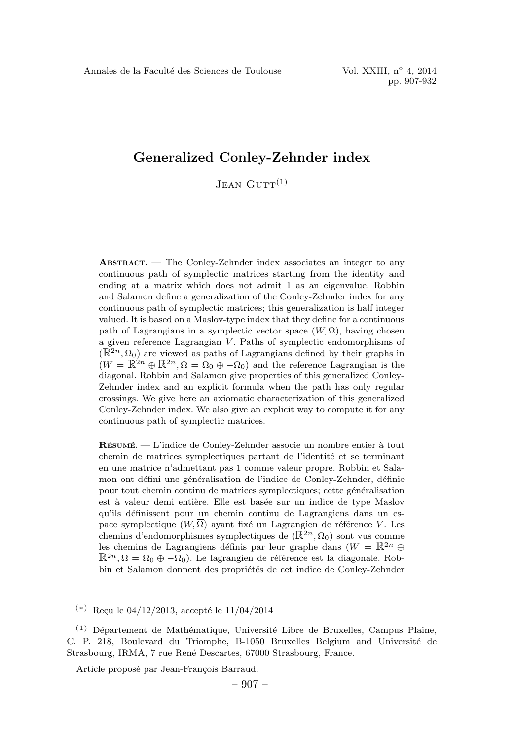# Generalized Conley-Zehnder index

Jean Gutt[(1)]

**Abstract.** — The Conley-Zehnder index associates an integer to any continuous path of symplectic matrices starting from the identity and ending at a matrix which does not admit 1 as an eigenvalue. Robbin and Salamon define a generalization of the Conley-Zehnder index for any continuous path of symplectic matrices; this generalization is half integer valued. It is based on a Maslov-type index that they define for a continuous path of Lagrangians in a symplectic vector space $(W, \overline{\Omega})$, having chosen a given reference Lagrangian $V$. Paths of symplectic endomorphisms of $(\mathbb{R}^{2n}, \Omega_0)$ are viewed as paths of Lagrangians defined by their graphs in $(W = \mathbb{R}^{2n} \oplus \mathbb{R}^{2n}, \overline{\Omega} = \Omega_0 \oplus -\Omega_0)$ and the reference Lagrangian is the diagonal. Robbin and Salamon give properties of this generalized Conley-Zehnder index and an explicit formula when the path has only regular crossings. We give here an axiomatic characterization of this generalized Conley-Zehnder index. We also give an explicit way to compute it for any continuous path of symplectic matrices.

**Résumé.** — L'indice de Conley-Zehnder associe un nombre entier à tout chemin de matrices symplectiques partant de l'identité et se terminant en une matrice n'admettant pas 1 comme valeur propre. Robbin et Salamon ont défini une généralisation de l'indice de Conley-Zehnder, définie pour tout chemin continu de matrices symplectiques; cette généralisation est à valeur demi entière. Elle est basée sur un indice de type Maslov qu'ils définissent pour un chemin continu de Lagrangiens dans un espace symplectique $(W, \overline{\Omega})$ ayant fixé un Lagrangien de référence $V$. Les chemins d'endomorphismes symplectiques de $(\mathbb{R}^{2n}, \Omega_0)$ sont vus comme les chemins de Lagrangiens définis par leur graphe dans $(W = \mathbb{R}^{2n} \oplus \mathbb{R}^{2n}, \overline{\Omega} = \Omega_0 \oplus -\Omega_0)$. Le lagrangien de référence est la diagonale. Robbin et Salamon donnent des propriétés de cet indice de Conley-Zehnder

---

[(*)] Reçu le 04/12/2013, accepté le 11/04/2014

[(1)] Département de Mathématique, Université Libre de Bruxelles, Campus Plaine, C. P. 218, Boulevard du Triomphe, B-1050 Bruxelles Belgium and Université de Strasbourg, IRMA, 7 rue René Descartes, 67000 Strasbourg, France.

Article proposé par Jean-François Barraud.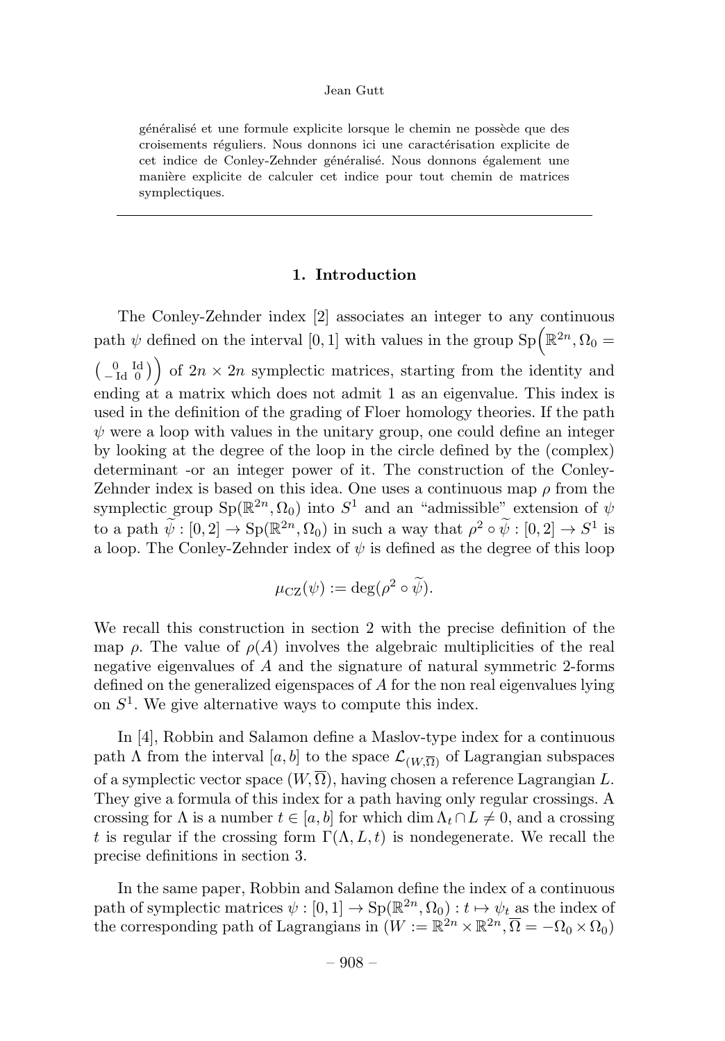généralisé et une formule explicite lorsque le chemin ne possède que des croisements réguliers. Nous donnons ici une caractérisation explicite de cet indice de Conley-Zehnder généralisé. Nous donnons également une manière explicite de calculer cet indice pour tout chemin de matrices symplectiques.

## 1. Introduction

The Conley-Zehnder index [2] associates an integer to any continuous path $\psi$ defined on the interval $[0,1]$ with values in the group $\mathrm{Sp}\Big(\mathbb{R}^{2n}, \Omega_0 = \left(\begin{smallmatrix} 0 & \mathrm{Id} \\ -\mathrm{Id} & 0 \end{smallmatrix}\right)\Big)$ of $2n \times 2n$ symplectic matrices, starting from the identity and ending at a matrix which does not admit 1 as an eigenvalue. This index is used in the definition of the grading of Floer homology theories. If the path $\psi$ were a loop with values in the unitary group, one could define an integer by looking at the degree of the loop in the circle defined by the (complex) determinant -or an integer power of it. The construction of the Conley-Zehnder index is based on this idea. One uses a continuous map $\rho$ from the symplectic group $\mathrm{Sp}(\mathbb{R}^{2n}, \Omega_0)$ into $S^1$ and an "admissible" extension of $\psi$ to a path $\widetilde{\psi} : [0,2] \to \mathrm{Sp}(\mathbb{R}^{2n}, \Omega_0)$ in such a way that $\rho^2 \circ \widetilde{\psi} : [0,2] \to S^1$ is a loop. The Conley-Zehnder index of $\psi$ is defined as the degree of this loop

$$\mu_{\mathrm{CZ}}(\psi) := \deg(\rho^2 \circ \widetilde{\psi}).$$

We recall this construction in section 2 with the precise definition of the map $\rho$. The value of $\rho(A)$ involves the algebraic multiplicities of the real negative eigenvalues of $A$ and the signature of natural symmetric 2-forms defined on the generalized eigenspaces of $A$ for the non real eigenvalues lying on $S^1$. We give alternative ways to compute this index.

In [4], Robbin and Salamon define a Maslov-type index for a continuous path $\Lambda$ from the interval $[a,b]$ to the space $\mathcal{L}_{(W,\overline{\Omega})}$ of Lagrangian subspaces of a symplectic vector space $(W, \overline{\Omega})$, having chosen a reference Lagrangian $L$. They give a formula of this index for a path having only regular crossings. A crossing for $\Lambda$ is a number $t \in [a,b]$ for which $\dim \Lambda_t \cap L \neq 0$, and a crossing $t$ is regular if the crossing form $\Gamma(\Lambda, L, t)$ is nondegenerate. We recall the precise definitions in section 3.

In the same paper, Robbin and Salamon define the index of a continuous path of symplectic matrices $\psi : [0,1] \to \mathrm{Sp}(\mathbb{R}^{2n}, \Omega_0) : t \mapsto \psi_t$ as the index of the corresponding path of Lagrangians in $(W := \mathbb{R}^{2n} \times \mathbb{R}^{2n}, \overline{\Omega} = -\Omega_0 \times \Omega_0)$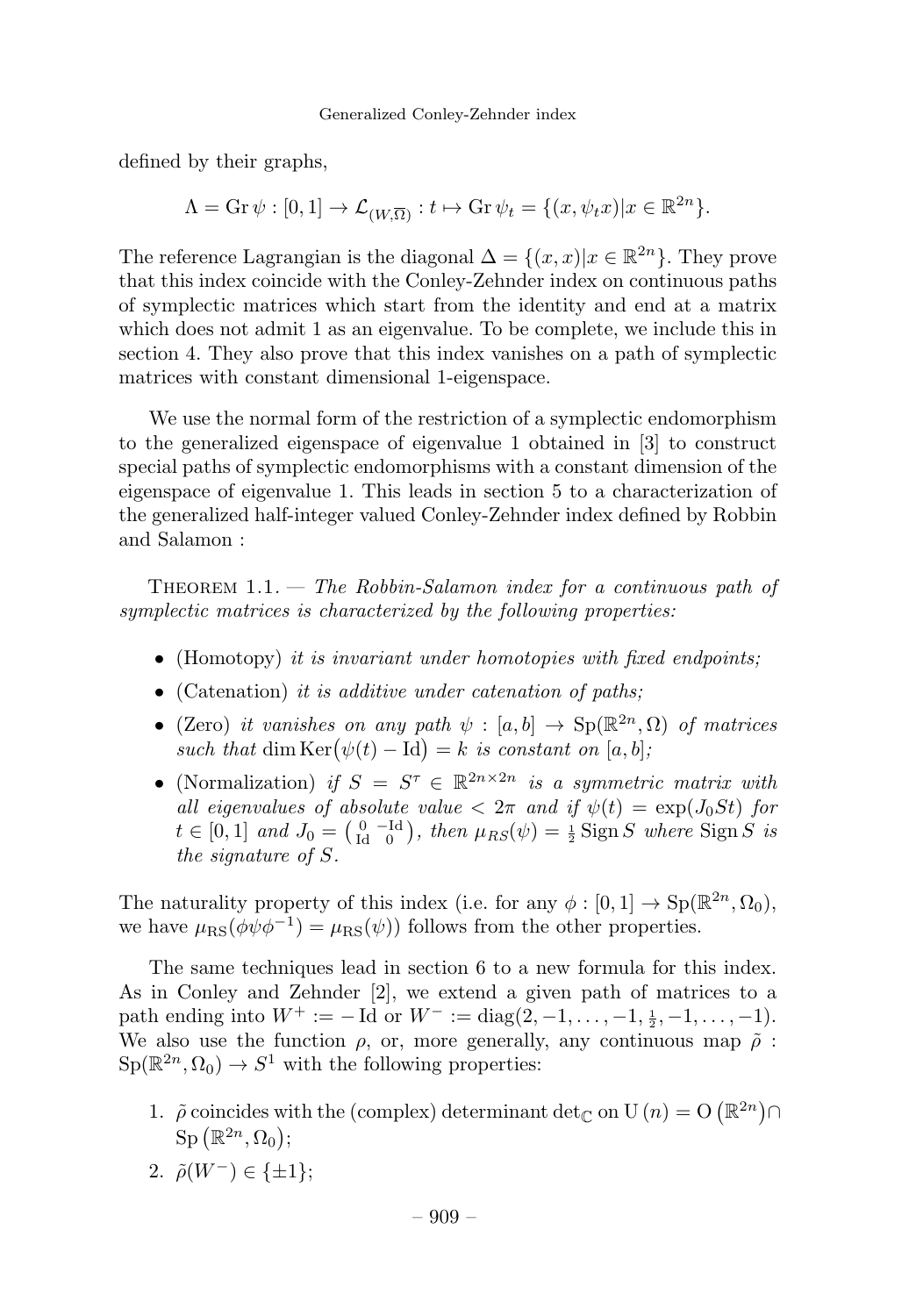defined by their graphs,

$$\Lambda = \operatorname{Gr} \psi : [0,1] \to \mathcal{L}_{(W,\overline{\Omega})} : t \mapsto \operatorname{Gr} \psi_t = \{(x, \psi_t x) | x \in \mathbb{R}^{2n}\}.$$

The reference Lagrangian is the diagonal $\Delta = \{(x,x) | x \in \mathbb{R}^{2n}\}$. They prove that this index coincide with the Conley-Zehnder index on continuous paths of symplectic matrices which start from the identity and end at a matrix which does not admit 1 as an eigenvalue. To be complete, we include this in section 4. They also prove that this index vanishes on a path of symplectic matrices with constant dimensional 1-eigenspace.

We use the normal form of the restriction of a symplectic endomorphism to the generalized eigenspace of eigenvalue 1 obtained in [3] to construct special paths of symplectic endomorphisms with a constant dimension of the eigenspace of eigenvalue 1. This leads in section 5 to a characterization of the generalized half-integer valued Conley-Zehnder index defined by Robbin and Salamon :

Theorem 1.1. — *The Robbin-Salamon index for a continuous path of symplectic matrices is characterized by the following properties:*

- (Homotopy) *it is invariant under homotopies with fixed endpoints;*
- (Catenation) *it is additive under catenation of paths;*
- (Zero) *it vanishes on any path $\psi : [a,b] \to \operatorname{Sp}(\mathbb{R}^{2n}, \Omega)$ of matrices such that $\dim \operatorname{Ker}\big(\psi(t) - \operatorname{Id}\big) = k$ is constant on $[a,b]$;*
- (Normalization) *if $S = S^\tau \in \mathbb{R}^{2n \times 2n}$ is a symmetric matrix with all eigenvalues of absolute value $< 2\pi$ and if $\psi(t) = \exp(J_0 S t)$ for $t \in [0,1]$ and $J_0 = \begin{pmatrix} 0 & -\operatorname{Id} \\ \operatorname{Id} & 0 \end{pmatrix}$, then $\mu_{RS}(\psi) = \frac{1}{2} \operatorname{Sign} S$ where $\operatorname{Sign} S$ is the signature of $S$.*

The naturality property of this index (i.e. for any $\phi : [0,1] \to \operatorname{Sp}(\mathbb{R}^{2n}, \Omega_0)$, we have $\mu_{\mathrm{RS}}(\phi\psi\phi^{-1}) = \mu_{\mathrm{RS}}(\psi)$) follows from the other properties.

The same techniques lead in section 6 to a new formula for this index. As in Conley and Zehnder [2], we extend a given path of matrices to a path ending into $W^+ := -\operatorname{Id}$ or $W^- := \operatorname{diag}(2, -1, \ldots, -1, \frac{1}{2}, -1, \ldots, -1)$. We also use the function $\rho$, or, more generally, any continuous map $\tilde{\rho} : \operatorname{Sp}(\mathbb{R}^{2n}, \Omega_0) \to S^1$ with the following properties:

1. $\tilde{\rho}$ coincides with the (complex) determinant $\det_{\mathbb{C}}$ on $\mathrm{U}(n) = \mathrm{O}\left(\mathbb{R}^{2n}\right) \cap \operatorname{Sp}\left(\mathbb{R}^{2n}, \Omega_0\right)$;
2. $\tilde{\rho}(W^-) \in \{\pm 1\}$;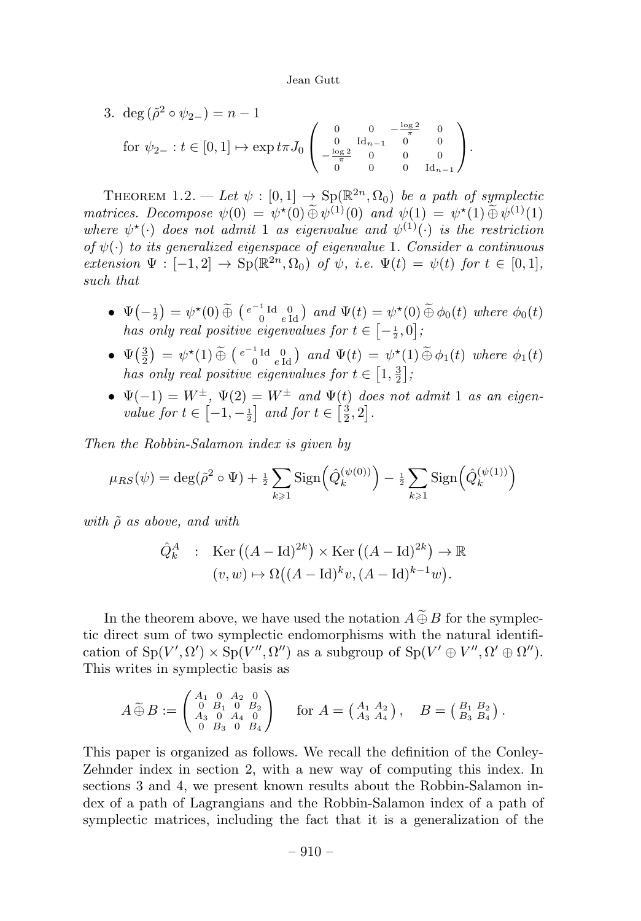3. $\deg\left(\tilde{\rho}^2 \circ \psi_{2-}\right) = n-1$

   for $\psi_{2-} : t \in [0,1] \mapsto \exp t\pi J_0 \begin{pmatrix} 0 & 0 & -\frac{\log 2}{\pi} & 0 \\ 0 & \mathrm{Id}_{n-1} & 0 & 0 \\ -\frac{\log 2}{\pi} & 0 & 0 & 0 \\ 0 & 0 & 0 & \mathrm{Id}_{n-1} \end{pmatrix}.$

Theorem 1.2. — *Let $\psi : [0,1] \to \mathrm{Sp}(\mathbb{R}^{2n}, \Omega_0)$ be a path of symplectic matrices. Decompose $\psi(0) = \psi^\star(0) \,\widetilde{\oplus}\, \psi^{(1)}(0)$ and $\psi(1) = \psi^\star(1) \,\widetilde{\oplus}\, \psi^{(1)}(1)$ where $\psi^\star(\cdot)$ does not admit 1 as eigenvalue and $\psi^{(1)}(\cdot)$ is the restriction of $\psi(\cdot)$ to its generalized eigenspace of eigenvalue 1. Consider a continuous extension $\Psi : [-1,2] \to \mathrm{Sp}(\mathbb{R}^{2n}, \Omega_0)$ of $\psi$, i.e. $\Psi(t) = \psi(t)$ for $t \in [0,1]$, such that*

- *$\Psi\left(-\frac{1}{2}\right) = \psi^\star(0) \,\widetilde{\oplus}\, \left(\begin{smallmatrix} e^{-1}\mathrm{Id} & 0 \\ 0 & e\,\mathrm{Id} \end{smallmatrix}\right)$ and $\Psi(t) = \psi^\star(0) \,\widetilde{\oplus}\, \phi_0(t)$ where $\phi_0(t)$ has only real positive eigenvalues for $t \in \left[-\frac{1}{2}, 0\right]$;*
- *$\Psi\left(\frac{3}{2}\right) = \psi^\star(1) \,\widetilde{\oplus}\, \left(\begin{smallmatrix} e^{-1}\mathrm{Id} & 0 \\ 0 & e\,\mathrm{Id} \end{smallmatrix}\right)$ and $\Psi(t) = \psi^\star(1) \,\widetilde{\oplus}\, \phi_1(t)$ where $\phi_1(t)$ has only real positive eigenvalues for $t \in \left[1, \frac{3}{2}\right]$;*
- *$\Psi(-1) = W^{\pm}$, $\Psi(2) = W^{\pm}$ and $\Psi(t)$ does not admit 1 as an eigenvalue for $t \in \left[-1, -\frac{1}{2}\right]$ and for $t \in \left[\frac{3}{2}, 2\right]$.*

*Then the Robbin-Salamon index is given by*

$$\mu_{RS}(\psi) = \deg(\tilde{\rho}^2 \circ \Psi) + \tfrac{1}{2} \sum_{k \geqslant 1} \mathrm{Sign}\Big(\hat{Q}_k^{(\psi(0))}\Big) - \tfrac{1}{2} \sum_{k \geqslant 1} \mathrm{Sign}\Big(\hat{Q}_k^{(\psi(1))}\Big)$$

*with $\tilde{\rho}$ as above, and with*

$$\begin{aligned} \hat{Q}_k^A \quad : \quad & \mathrm{Ker}\left((A-\mathrm{Id})^{2k}\right) \times \mathrm{Ker}\left((A-\mathrm{Id})^{2k}\right) \to \mathbb{R} \\ & (v,w) \mapsto \Omega\big((A-\mathrm{Id})^k v, (A-\mathrm{Id})^{k-1} w\big). \end{aligned}$$

In the theorem above, we have used the notation $A \,\widetilde{\oplus}\, B$ for the symplectic direct sum of two symplectic endomorphisms with the natural identification of $\mathrm{Sp}(V', \Omega') \times \mathrm{Sp}(V'', \Omega'')$ as a subgroup of $\mathrm{Sp}(V' \oplus V'', \Omega' \oplus \Omega'')$. This writes in symplectic basis as

$$A \,\widetilde{\oplus}\, B := \begin{pmatrix} A_1 & 0 & A_2 & 0 \\ 0 & B_1 & 0 & B_2 \\ A_3 & 0 & A_4 & 0 \\ 0 & B_3 & 0 & B_4 \end{pmatrix} \qquad \text{for } A = \begin{pmatrix} A_1 & A_2 \\ A_3 & A_4 \end{pmatrix}, \quad B = \begin{pmatrix} B_1 & B_2 \\ B_3 & B_4 \end{pmatrix}.$$

This paper is organized as follows. We recall the definition of the Conley-Zehnder index in section 2, with a new way of computing this index. In sections 3 and 4, we present known results about the Robbin-Salamon index of a path of Lagrangians and the Robbin-Salamon index of a path of symplectic matrices, including the fact that it is a generalization of the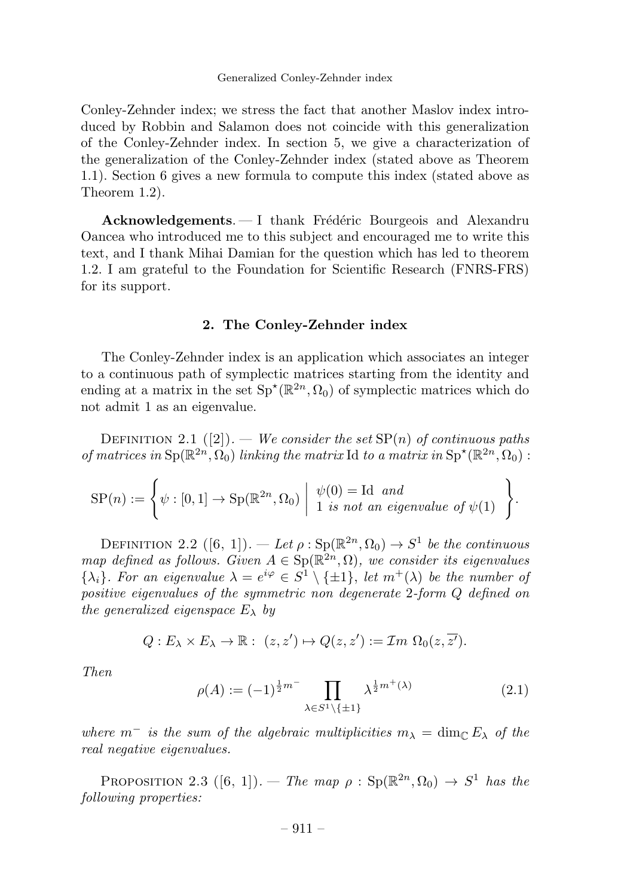Conley-Zehnder index; we stress the fact that another Maslov index introduced by Robbin and Salamon does not coincide with this generalization of the Conley-Zehnder index. In section 5, we give a characterization of the generalization of the Conley-Zehnder index (stated above as Theorem 1.1). Section 6 gives a new formula to compute this index (stated above as Theorem 1.2).

**Acknowledgements**. — I thank Frédéric Bourgeois and Alexandru Oancea who introduced me to this subject and encouraged me to write this text, and I thank Mihai Damian for the question which has led to theorem 1.2. I am grateful to the Foundation for Scientific Research (FNRS-FRS) for its support.

## 2. The Conley-Zehnder index

The Conley-Zehnder index is an application which associates an integer to a continuous path of symplectic matrices starting from the identity and ending at a matrix in the set $\mathrm{Sp}^\star(\mathbb{R}^{2n},\Omega_0)$ of symplectic matrices which do not admit 1 as an eigenvalue.

Definition 2.1 ([2]). — *We consider the set* $\mathrm{SP}(n)$ *of continuous paths of matrices in* $\mathrm{Sp}(\mathbb{R}^{2n},\Omega_0)$ *linking the matrix* $\mathrm{Id}$ *to a matrix in* $\mathrm{Sp}^\star(\mathbb{R}^{2n},\Omega_0)$ :

$$\mathrm{SP}(n) := \left\{ \psi : [0,1] \to \mathrm{Sp}(\mathbb{R}^{2n},\Omega_0) \;\middle|\; \begin{array}{l} \psi(0) = \mathrm{Id} \ \textit{and} \\ 1 \textit{ is not an eigenvalue of } \psi(1) \end{array} \right\}.$$

Definition 2.2 ([6, 1]). — *Let* $\rho : \mathrm{Sp}(\mathbb{R}^{2n},\Omega_0) \to S^1$ *be the continuous map defined as follows. Given* $A \in \mathrm{Sp}(\mathbb{R}^{2n},\Omega)$*, we consider its eigenvalues* $\{\lambda_i\}$*. For an eigenvalue* $\lambda = e^{i\varphi} \in S^1 \setminus \{\pm 1\}$*, let* $m^+(\lambda)$ *be the number of positive eigenvalues of the symmetric non degenerate* 2*-form* $Q$ *defined on the generalized eigenspace* $E_\lambda$ *by*

$$Q : E_\lambda \times E_\lambda \to \mathbb{R} : \ (z,z') \mapsto Q(z,z') := \mathcal{I}m\ \Omega_0(z,\overline{z'}).$$

*Then*

$$\rho(A) := (-1)^{\frac{1}{2}m^-} \prod_{\lambda \in S^1 \setminus \{\pm 1\}} \lambda^{\frac{1}{2}m^+(\lambda)} \tag{2.1}$$

*where* $m^-$ *is the sum of the algebraic multiplicities* $m_\lambda = \dim_{\mathbb{C}} E_\lambda$ *of the real negative eigenvalues.*

Proposition 2.3 ([6, 1]). — *The map* $\rho : \mathrm{Sp}(\mathbb{R}^{2n},\Omega_0) \to S^1$ *has the following properties:*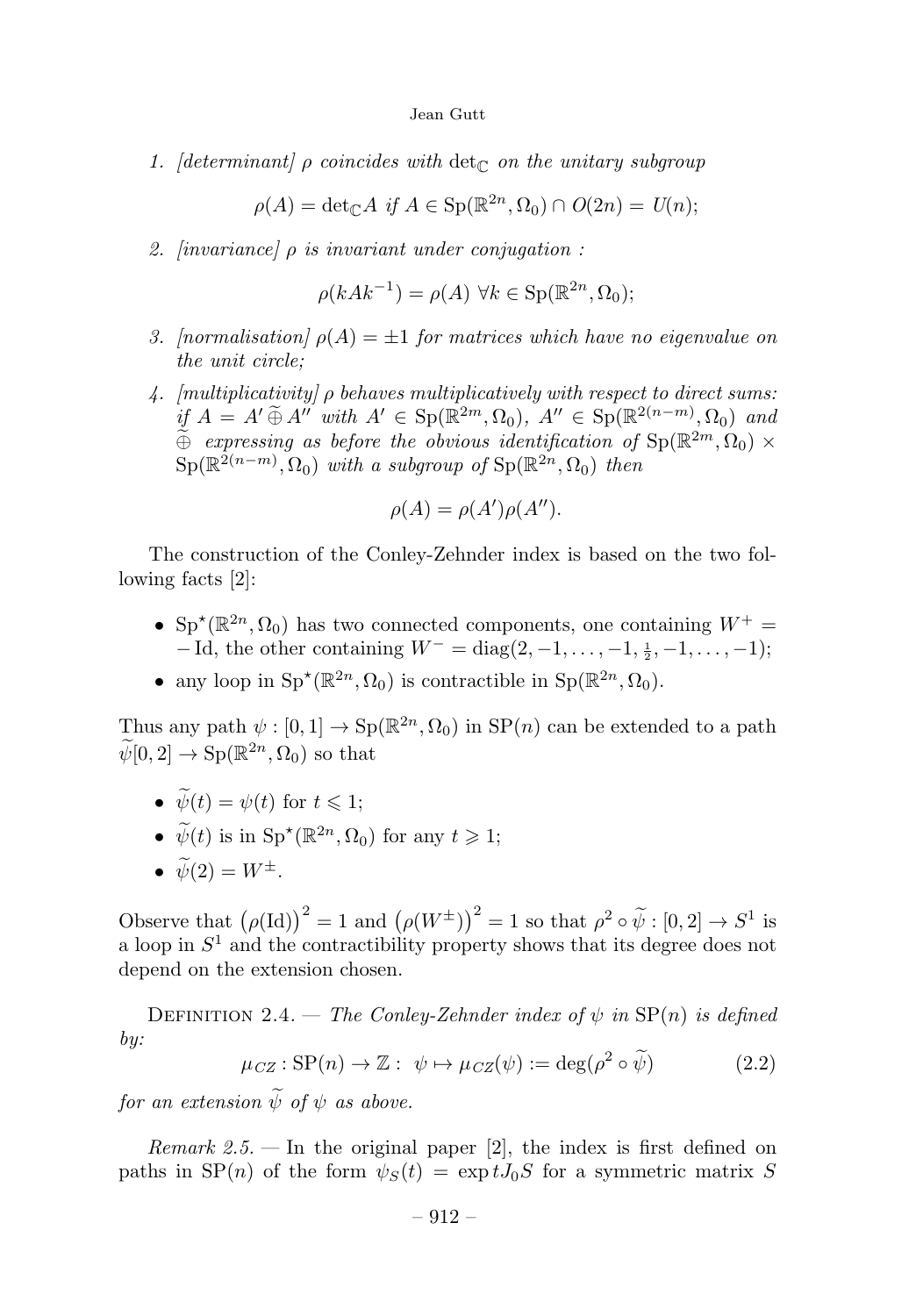1. *[determinant] $\rho$ coincides with $\det_{\mathbb{C}}$ on the unitary subgroup*

$$\rho(A) = \det_{\mathbb{C}} A \text{ if } A \in \mathrm{Sp}(\mathbb{R}^{2n}, \Omega_0) \cap O(2n) = U(n);$$

2. *[invariance] $\rho$ is invariant under conjugation :*

$$\rho(kAk^{-1}) = \rho(A) \ \forall k \in \mathrm{Sp}(\mathbb{R}^{2n}, \Omega_0);$$

3. *[normalisation] $\rho(A) = \pm 1$ for matrices which have no eigenvalue on the unit circle;*

4. *[multiplicativity] $\rho$ behaves multiplicatively with respect to direct sums: if $A = A' \widetilde{\oplus} A''$ with $A' \in \mathrm{Sp}(\mathbb{R}^{2m}, \Omega_0)$, $A'' \in \mathrm{Sp}(\mathbb{R}^{2(n-m)}, \Omega_0)$ and $\widetilde{\oplus}$ expressing as before the obvious identification of $\mathrm{Sp}(\mathbb{R}^{2m}, \Omega_0) \times \mathrm{Sp}(\mathbb{R}^{2(n-m)}, \Omega_0)$ with a subgroup of $\mathrm{Sp}(\mathbb{R}^{2n}, \Omega_0)$ then*

$$\rho(A) = \rho(A')\rho(A'').$$

The construction of the Conley-Zehnder index is based on the two following facts [2]:

- $\mathrm{Sp}^{\star}(\mathbb{R}^{2n}, \Omega_0)$ has two connected components, one containing $W^+ = -\mathrm{Id}$, the other containing $W^- = \mathrm{diag}(2, -1, \ldots, -1, \frac{1}{2}, -1, \ldots, -1)$;
- any loop in $\mathrm{Sp}^{\star}(\mathbb{R}^{2n}, \Omega_0)$ is contractible in $\mathrm{Sp}(\mathbb{R}^{2n}, \Omega_0)$.

Thus any path $\psi : [0,1] \to \mathrm{Sp}(\mathbb{R}^{2n}, \Omega_0)$ in $\mathrm{SP}(n)$ can be extended to a path $\widetilde{\psi}[0,2] \to \mathrm{Sp}(\mathbb{R}^{2n}, \Omega_0)$ so that

- $\widetilde{\psi}(t) = \psi(t)$ for $t \leqslant 1$;
- $\widetilde{\psi}(t)$ is in $\mathrm{Sp}^{\star}(\mathbb{R}^{2n}, \Omega_0)$ for any $t \geqslant 1$;
- $\widetilde{\psi}(2) = W^{\pm}$.

Observe that $\big(\rho(\mathrm{Id})\big)^2 = 1$ and $\big(\rho(W^{\pm})\big)^2 = 1$ so that $\rho^2 \circ \widetilde{\psi} : [0,2] \to S^1$ is a loop in $S^1$ and the contractibility property shows that its degree does not depend on the extension chosen.

Definition 2.4. — *The Conley-Zehnder index of $\psi$ in $\mathrm{SP}(n)$ is defined by:*

$$\mu_{CZ} : \mathrm{SP}(n) \to \mathbb{Z} : \ \psi \mapsto \mu_{CZ}(\psi) := \deg(\rho^2 \circ \widetilde{\psi}) \tag{2.2}$$

*for an extension $\widetilde{\psi}$ of $\psi$ as above.*

*Remark 2.5.* — In the original paper [2], the index is first defined on paths in $\mathrm{SP}(n)$ of the form $\psi_S(t) = \exp tJ_0S$ for a symmetric matrix $S$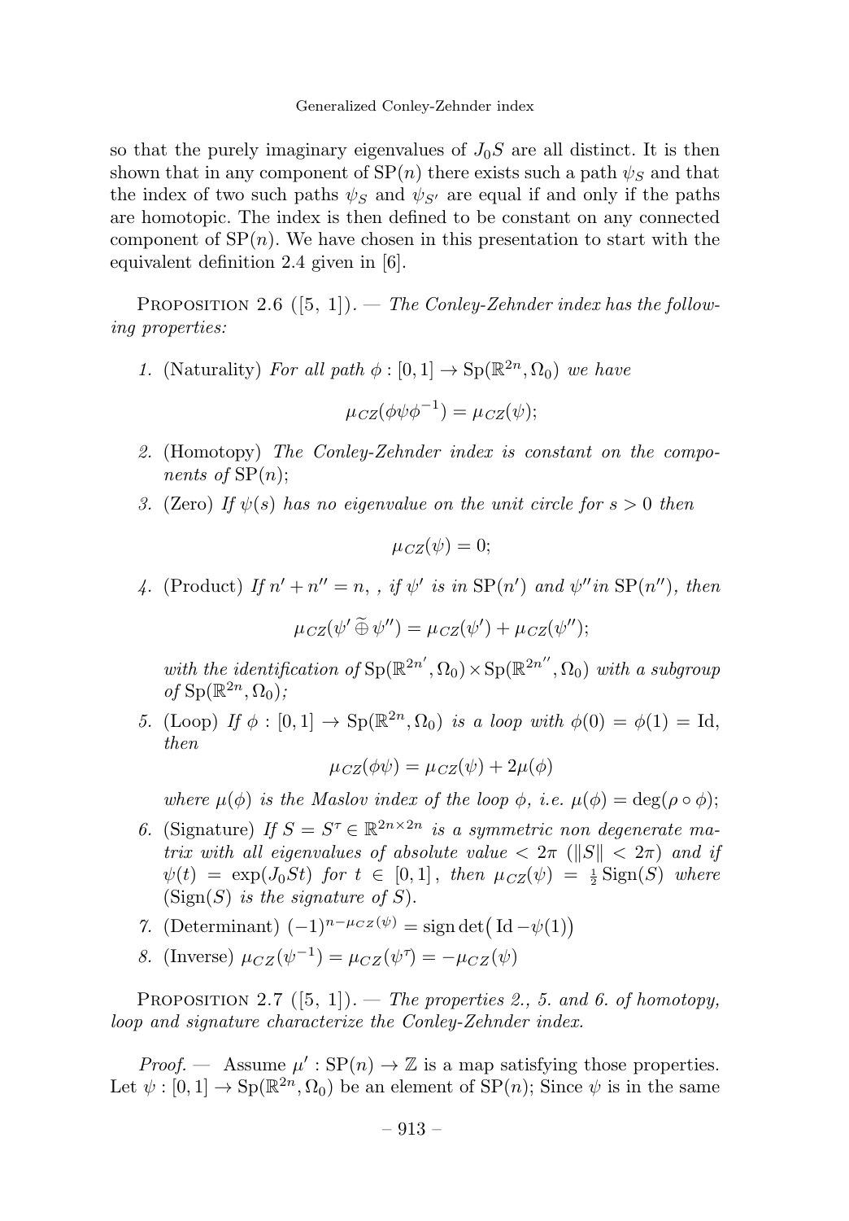so that the purely imaginary eigenvalues of $J_0S$ are all distinct. It is then shown that in any component of $\mathrm{SP}(n)$ there exists such a path $\psi_S$ and that the index of two such paths $\psi_S$ and $\psi_{S'}$ are equal if and only if the paths are homotopic. The index is then defined to be constant on any connected component of $\mathrm{SP}(n)$. We have chosen in this presentation to start with the equivalent definition 2.4 given in [6].

Proposition 2.6 ([5, 1]). — *The Conley-Zehnder index has the following properties:*

1. (Naturality) *For all path $\phi : [0,1] \to \mathrm{Sp}(\mathbb{R}^{2n}, \Omega_0)$ we have*

$$\mu_{CZ}(\phi\psi\phi^{-1}) = \mu_{CZ}(\psi);$$

2. (Homotopy) *The Conley-Zehnder index is constant on the components of $\mathrm{SP}(n)$;*
3. (Zero) *If $\psi(s)$ has no eigenvalue on the unit circle for $s > 0$ then*

$$\mu_{CZ}(\psi) = 0;$$

4. (Product) *If $n' + n'' = n$, , if $\psi'$ is in $\mathrm{SP}(n')$ and $\psi''$in $\mathrm{SP}(n'')$, then*

$$\mu_{CZ}(\psi' \,\widetilde{\oplus}\, \psi'') = \mu_{CZ}(\psi') + \mu_{CZ}(\psi'');$$

*with the identification of $\mathrm{Sp}(\mathbb{R}^{2n'}, \Omega_0) \times \mathrm{Sp}(\mathbb{R}^{2n''}, \Omega_0)$ with a subgroup of $\mathrm{Sp}(\mathbb{R}^{2n}, \Omega_0)$;*

5. (Loop) *If $\phi : [0,1] \to \mathrm{Sp}(\mathbb{R}^{2n}, \Omega_0)$ is a loop with $\phi(0) = \phi(1) = \mathrm{Id}$, then*

$$\mu_{CZ}(\phi\psi) = \mu_{CZ}(\psi) + 2\mu(\phi)$$

*where $\mu(\phi)$ is the Maslov index of the loop $\phi$, i.e. $\mu(\phi) = \deg(\rho \circ \phi)$;*

6. (Signature) *If $S = S^\tau \in \mathbb{R}^{2n \times 2n}$ is a symmetric non degenerate matrix with all eigenvalues of absolute value $< 2\pi$ ($\|S\| < 2\pi$) and if $\psi(t) = \exp(J_0St)$ for $t \in [0,1]$, then $\mu_{CZ}(\psi) = \frac{1}{2}\mathrm{Sign}(S)$ where ($\mathrm{Sign}(S)$ is the signature of $S$).*
7. (Determinant) $(-1)^{n-\mu_{CZ}(\psi)} = \mathrm{sign}\det\big(\mathrm{Id} - \psi(1)\big)$
8. (Inverse) $\mu_{CZ}(\psi^{-1}) = \mu_{CZ}(\psi^\tau) = -\mu_{CZ}(\psi)$

Proposition 2.7 ([5, 1]). — *The properties 2., 5. and 6. of homotopy, loop and signature characterize the Conley-Zehnder index.*

*Proof.* — Assume $\mu' : \mathrm{SP}(n) \to \mathbb{Z}$ is a map satisfying those properties. Let $\psi : [0,1] \to \mathrm{Sp}(\mathbb{R}^{2n}, \Omega_0)$ be an element of $\mathrm{SP}(n)$; Since $\psi$ is in the same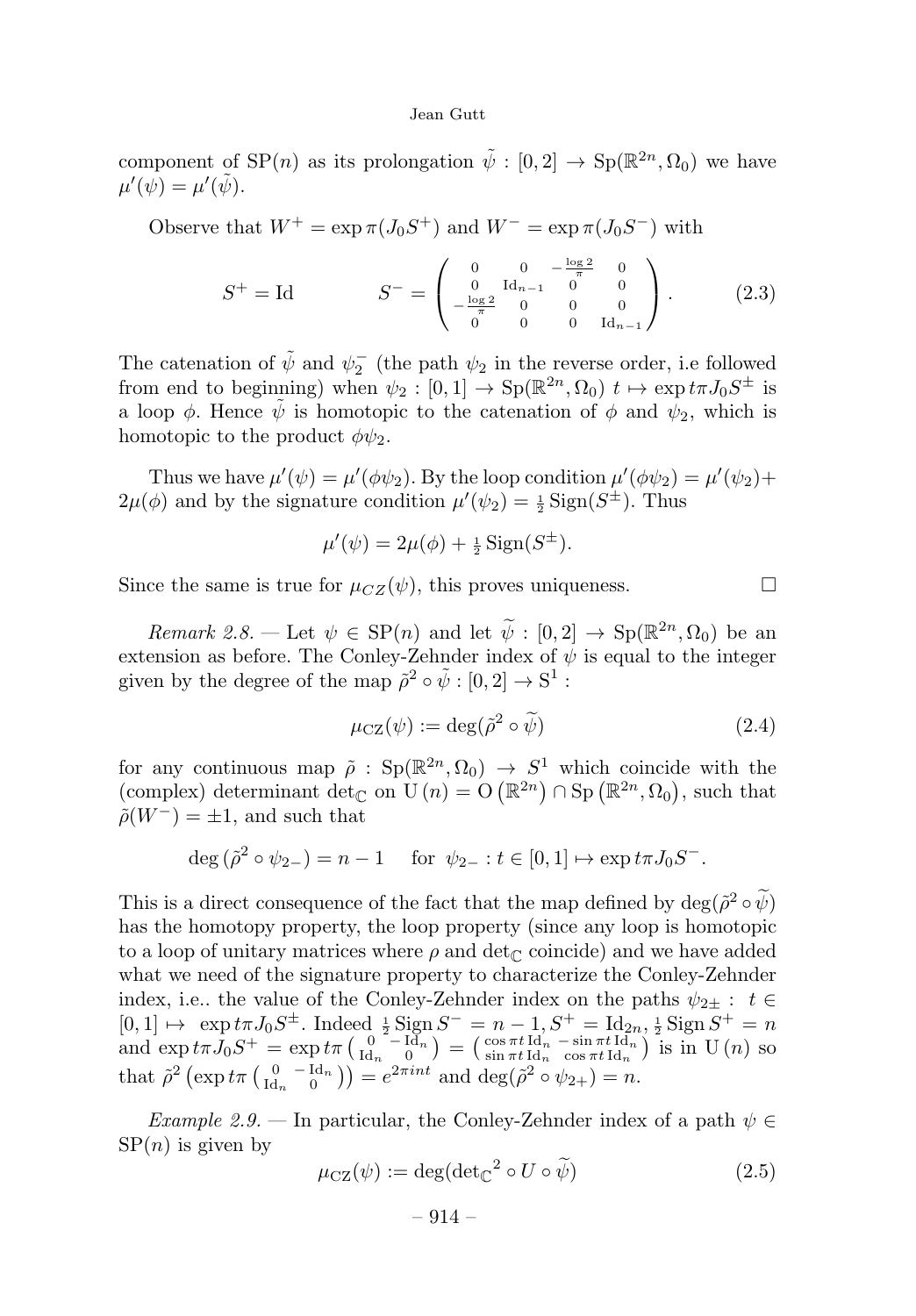component of $\mathrm{SP}(n)$ as its prolongation $\tilde{\psi} : [0,2] \to \mathrm{Sp}(\mathbb{R}^{2n}, \Omega_0)$ we have $\mu'(\psi) = \mu'(\tilde{\psi})$.

Observe that $W^+ = \exp \pi(J_0 S^+)$ and $W^- = \exp \pi(J_0 S^-)$ with

$$S^+ = \mathrm{Id} \qquad\qquad S^- = \begin{pmatrix} 0 & 0 & -\frac{\log 2}{\pi} & 0 \\ 0 & \mathrm{Id}_{n-1} & 0 & 0 \\ -\frac{\log 2}{\pi} & 0 & 0 & 0 \\ 0 & 0 & 0 & \mathrm{Id}_{n-1} \end{pmatrix}. \tag{2.3}$$

The catenation of $\tilde{\psi}$ and $\psi_2^-$ (the path $\psi_2$ in the reverse order, i.e followed from end to beginning) when $\psi_2 : [0,1] \to \mathrm{Sp}(\mathbb{R}^{2n}, \Omega_0)$ $t \mapsto \exp t\pi J_0 S^{\pm}$ is a loop $\phi$. Hence $\tilde{\psi}$ is homotopic to the catenation of $\phi$ and $\psi_2$, which is homotopic to the product $\phi\psi_2$.

Thus we have $\mu'(\psi) = \mu'(\phi\psi_2)$. By the loop condition $\mu'(\phi\psi_2) = \mu'(\psi_2) + 2\mu(\phi)$ and by the signature condition $\mu'(\psi_2) = \frac{1}{2}\,\mathrm{Sign}(S^{\pm})$. Thus

$$\mu'(\psi) = 2\mu(\phi) + \tfrac{1}{2}\,\mathrm{Sign}(S^{\pm}).$$

Since the same is true for $\mu_{CZ}(\psi)$, this proves uniqueness. $\square$

*Remark 2.8.* — Let $\psi \in \mathrm{SP}(n)$ and let $\widetilde{\psi} : [0,2] \to \mathrm{Sp}(\mathbb{R}^{2n}, \Omega_0)$ be an extension as before. The Conley-Zehnder index of $\psi$ is equal to the integer given by the degree of the map $\tilde{\rho}^2 \circ \tilde{\psi} : [0,2] \to \mathrm{S}^1$ :

$$\mu_{\mathrm{CZ}}(\psi) := \deg(\tilde{\rho}^2 \circ \widetilde{\psi}) \tag{2.4}$$

for any continuous map $\tilde{\rho} : \mathrm{Sp}(\mathbb{R}^{2n}, \Omega_0) \to S^1$ which coincide with the (complex) determinant $\det_{\mathbb{C}}$ on $\mathrm{U}(n) = \mathrm{O}\left(\mathbb{R}^{2n}\right) \cap \mathrm{Sp}\left(\mathbb{R}^{2n}, \Omega_0\right)$, such that $\tilde{\rho}(W^-) = \pm 1$, and such that

$$\deg\left(\tilde{\rho}^2 \circ \psi_{2-}\right) = n - 1 \quad \text{ for } \ \psi_{2-} : t \in [0,1] \mapsto \exp t\pi J_0 S^-.$$

This is a direct consequence of the fact that the map defined by $\deg(\tilde{\rho}^2 \circ \widetilde{\psi})$ has the homotopy property, the loop property (since any loop is homotopic to a loop of unitary matrices where $\rho$ and $\det_{\mathbb{C}}$ coincide) and we have added what we need of the signature property to characterize the Conley-Zehnder index, i.e.. the value of the Conley-Zehnder index on the paths $\psi_{2\pm} : \ t \in [0,1] \mapsto \ \exp t\pi J_0 S^{\pm}$. Indeed $\frac{1}{2}\,\mathrm{Sign}\, S^- = n-1$, $S^+ = \mathrm{Id}_{2n}$, $\frac{1}{2}\,\mathrm{Sign}\, S^+ = n$ and $\exp t\pi J_0 S^+ = \exp t\pi \left(\begin{smallmatrix} 0 & -\mathrm{Id}_n \\ \mathrm{Id}_n & 0 \end{smallmatrix}\right) = \left(\begin{smallmatrix} \cos \pi t\,\mathrm{Id}_n & -\sin \pi t\,\mathrm{Id}_n \\ \sin \pi t\,\mathrm{Id}_n & \cos \pi t\,\mathrm{Id}_n \end{smallmatrix}\right)$ is in $\mathrm{U}(n)$ so that $\tilde{\rho}^2\left(\exp t\pi \left(\begin{smallmatrix} 0 & -\mathrm{Id}_n \\ \mathrm{Id}_n & 0 \end{smallmatrix}\right)\right) = e^{2\pi i n t}$ and $\deg(\tilde{\rho}^2 \circ \psi_{2+}) = n$.

*Example 2.9.* — In particular, the Conley-Zehnder index of a path $\psi \in \mathrm{SP}(n)$ is given by

$$\mu_{\mathrm{CZ}}(\psi) := \deg({\det}_{\mathbb{C}}^2 \circ U \circ \widetilde{\psi}) \tag{2.5}$$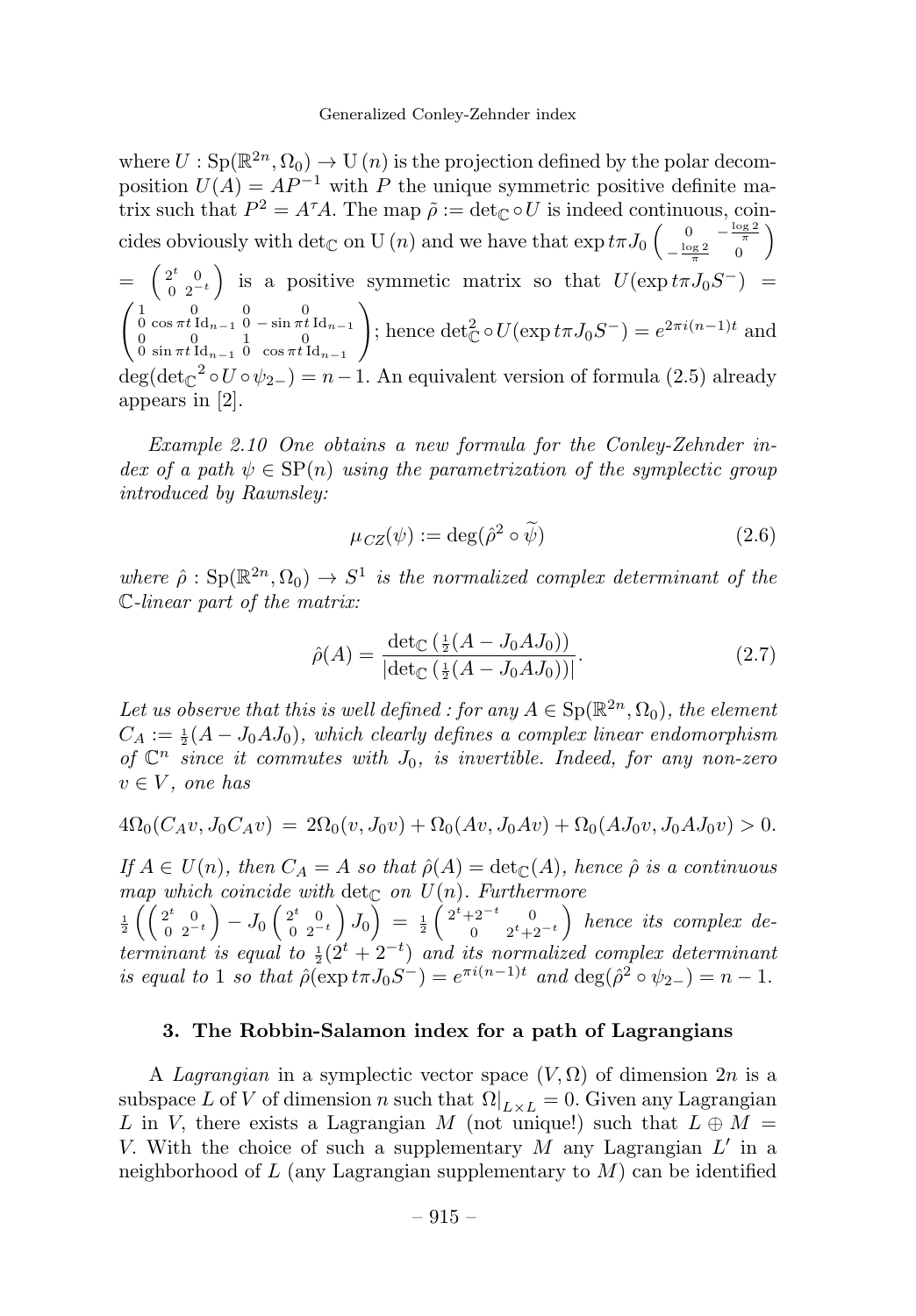where $U : \mathrm{Sp}(\mathbb{R}^{2n}, \Omega_0) \to \mathrm{U}(n)$ is the projection defined by the polar decomposition $U(A) = AP^{-1}$ with $P$ the unique symmetric positive definite matrix such that $P^2 = A^\tau A$. The map $\tilde{\rho} := \det_{\mathbb{C}} \circ U$ is indeed continuous, coincides obviously with $\det_{\mathbb{C}}$ on $\mathrm{U}(n)$ and we have that $\exp t\pi J_0 \begin{pmatrix} 0 & -\frac{\log 2}{\pi} \\ -\frac{\log 2}{\pi} & 0 \end{pmatrix}$ $= \begin{pmatrix} 2^t & 0 \\ 0 & 2^{-t} \end{pmatrix}$ is a positive symmetic matrix so that $U(\exp t\pi J_0 S^-) = \begin{pmatrix} 1 & 0 & 0 & 0 \\ 0 & \cos \pi t \,\mathrm{Id}_{n-1} & 0 & -\sin \pi t \,\mathrm{Id}_{n-1} \\ 0 & 0 & 1 & 0 \\ 0 & \sin \pi t \,\mathrm{Id}_{n-1} & 0 & \cos \pi t \,\mathrm{Id}_{n-1} \end{pmatrix}$; hence $\det^2_{\mathbb{C}} \circ U(\exp t\pi J_0 S^-) = e^{2\pi i(n-1)t}$ and $\deg({\det_{\mathbb{C}}}^2 \circ U \circ \psi_{2-}) = n-1$. An equivalent version of formula (2.5) already appears in [2].

*Example 2.10 One obtains a new formula for the Conley-Zehnder index of a path $\psi \in \mathrm{SP}(n)$ using the parametrization of the symplectic group introduced by Rawnsley:*

$$\mu_{CZ}(\psi) := \deg(\hat{\rho}^2 \circ \widetilde{\psi}) \tag{2.6}$$

*where $\hat{\rho} : \mathrm{Sp}(\mathbb{R}^{2n}, \Omega_0) \to S^1$ is the normalized complex determinant of the $\mathbb{C}$-linear part of the matrix:*

$$\hat{\rho}(A) = \frac{\det_{\mathbb{C}}\left(\frac{1}{2}(A - J_0 A J_0)\right)}{\left|\det_{\mathbb{C}}\left(\frac{1}{2}(A - J_0 A J_0)\right)\right|}. \tag{2.7}$$

*Let us observe that this is well defined : for any $A \in \mathrm{Sp}(\mathbb{R}^{2n}, \Omega_0)$, the element $C_A := \frac{1}{2}(A - J_0 A J_0)$, which clearly defines a complex linear endomorphism of $\mathbb{C}^n$ since it commutes with $J_0$, is invertible. Indeed, for any non-zero $v \in V$, one has*

$$4\Omega_0(C_A v, J_0 C_A v) \;=\; 2\Omega_0(v, J_0 v) + \Omega_0(Av, J_0 Av) + \Omega_0(AJ_0 v, J_0 A J_0 v) > 0.$$

*If $A \in U(n)$, then $C_A = A$ so that $\hat{\rho}(A) = \det_{\mathbb{C}}(A)$, hence $\hat{\rho}$ is a continuous map which coincide with $\det_{\mathbb{C}}$ on $U(n)$. Furthermore* $\frac{1}{2}\left(\begin{pmatrix} 2^t & 0 \\ 0 & 2^{-t} \end{pmatrix} - J_0 \begin{pmatrix} 2^t & 0 \\ 0 & 2^{-t} \end{pmatrix} J_0\right) = \frac{1}{2}\begin{pmatrix} 2^t + 2^{-t} & 0 \\ 0 & 2^t + 2^{-t} \end{pmatrix}$ *hence its complex determinant is equal to $\frac{1}{2}(2^t + 2^{-t})$ and its normalized complex determinant is equal to 1 so that $\hat{\rho}(\exp t\pi J_0 S^-) = e^{\pi i(n-1)t}$ and $\deg(\hat{\rho}^2 \circ \psi_{2-}) = n-1$.*

### 3. The Robbin-Salamon index for a path of Lagrangians

A *Lagrangian* in a symplectic vector space $(V, \Omega)$ of dimension $2n$ is a subspace $L$ of $V$ of dimension $n$ such that $\Omega|_{L \times L} = 0$. Given any Lagrangian $L$ in $V$, there exists a Lagrangian $M$ (not unique!) such that $L \oplus M = V$. With the choice of such a supplementary $M$ any Lagrangian $L'$ in a neighborhood of $L$ (any Lagrangian supplementary to $M$) can be identified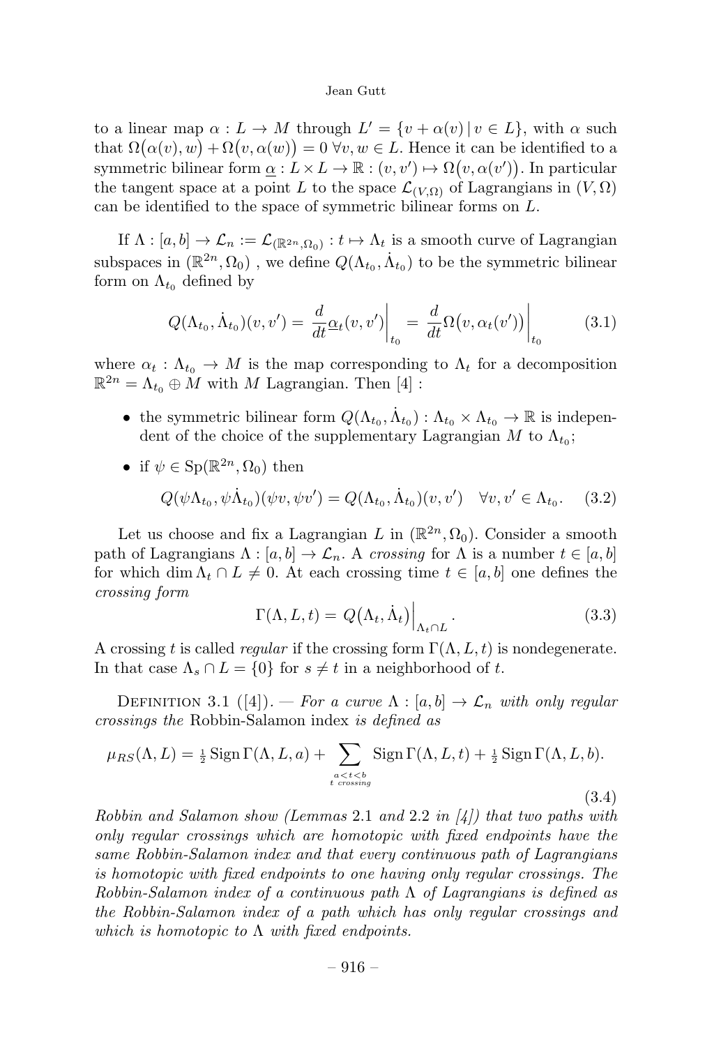to a linear map $\alpha : L \to M$ through $L' = \{v + \alpha(v) \,|\, v \in L\}$, with $\alpha$ such that $\Omega\big(\alpha(v), w\big) + \Omega\big(v, \alpha(w)\big) = 0\ \forall v, w \in L$. Hence it can be identified to a symmetric bilinear form $\underline{\alpha} : L \times L \to \mathbb{R} : (v, v') \mapsto \Omega\big(v, \alpha(v')\big)$. In particular the tangent space at a point $L$ to the space $\mathcal{L}_{(V,\Omega)}$ of Lagrangians in $(V, \Omega)$ can be identified to the space of symmetric bilinear forms on $L$.

If $\Lambda : [a, b] \to \mathcal{L}_n := \mathcal{L}_{(\mathbb{R}^{2n},\Omega_0)} : t \mapsto \Lambda_t$ is a smooth curve of Lagrangian subspaces in $(\mathbb{R}^{2n}, \Omega_0)$ , we define $Q(\Lambda_{t_0}, \dot{\Lambda}_{t_0})$ to be the symmetric bilinear form on $\Lambda_{t_0}$ defined by

$$Q(\Lambda_{t_0}, \dot{\Lambda}_{t_0})(v, v') = \frac{d}{dt}\underline{\alpha}_t(v, v')\bigg|_{t_0} = \frac{d}{dt}\Omega\big(v, \alpha_t(v')\big)\bigg|_{t_0} \tag{3.1}$$

where $\alpha_t : \Lambda_{t_0} \to M$ is the map corresponding to $\Lambda_t$ for a decomposition $\mathbb{R}^{2n} = \Lambda_{t_0} \oplus M$ with $M$ Lagrangian. Then [4] :

- the symmetric bilinear form $Q(\Lambda_{t_0}, \dot{\Lambda}_{t_0}) : \Lambda_{t_0} \times \Lambda_{t_0} \to \mathbb{R}$ is independent of the choice of the supplementary Lagrangian $M$ to $\Lambda_{t_0}$;
- if $\psi \in \mathrm{Sp}(\mathbb{R}^{2n}, \Omega_0)$ then

$$Q(\psi\Lambda_{t_0}, \psi\dot{\Lambda}_{t_0})(\psi v, \psi v') = Q(\Lambda_{t_0}, \dot{\Lambda}_{t_0})(v, v') \quad \forall v, v' \in \Lambda_{t_0}. \tag{3.2}$$

Let us choose and fix a Lagrangian $L$ in $(\mathbb{R}^{2n}, \Omega_0)$. Consider a smooth path of Lagrangians $\Lambda : [a, b] \to \mathcal{L}_n$. A *crossing* for $\Lambda$ is a number $t \in [a, b]$ for which $\dim \Lambda_t \cap L \neq 0$. At each crossing time $t \in [a, b]$ one defines the *crossing form*

$$\Gamma(\Lambda, L, t) = Q\big(\Lambda_t, \dot{\Lambda}_t\big)\Big|_{\Lambda_t \cap L}. \tag{3.3}$$

A crossing $t$ is called *regular* if the crossing form $\Gamma(\Lambda, L, t)$ is nondegenerate. In that case $\Lambda_s \cap L = \{0\}$ for $s \neq t$ in a neighborhood of $t$.

Definition 3.1 ([4]). — *For a curve $\Lambda : [a, b] \to \mathcal{L}_n$ with only regular crossings the* Robbin-Salamon index *is defined as*

$$\mu_{RS}(\Lambda, L) = \tfrac{1}{2}\,\mathrm{Sign}\,\Gamma(\Lambda, L, a) + \sum_{\substack{a<t<b \\ t\ \text{crossing}}} \mathrm{Sign}\,\Gamma(\Lambda, L, t) + \tfrac{1}{2}\,\mathrm{Sign}\,\Gamma(\Lambda, L, b). \tag{3.4}$$

*Robbin and Salamon show (Lemmas* 2.1 *and* 2.2 *in [4]) that two paths with only regular crossings which are homotopic with fixed endpoints have the same Robbin-Salamon index and that every continuous path of Lagrangians is homotopic with fixed endpoints to one having only regular crossings. The Robbin-Salamon index of a continuous path $\Lambda$ of Lagrangians is defined as the Robbin-Salamon index of a path which has only regular crossings and which is homotopic to $\Lambda$ with fixed endpoints.*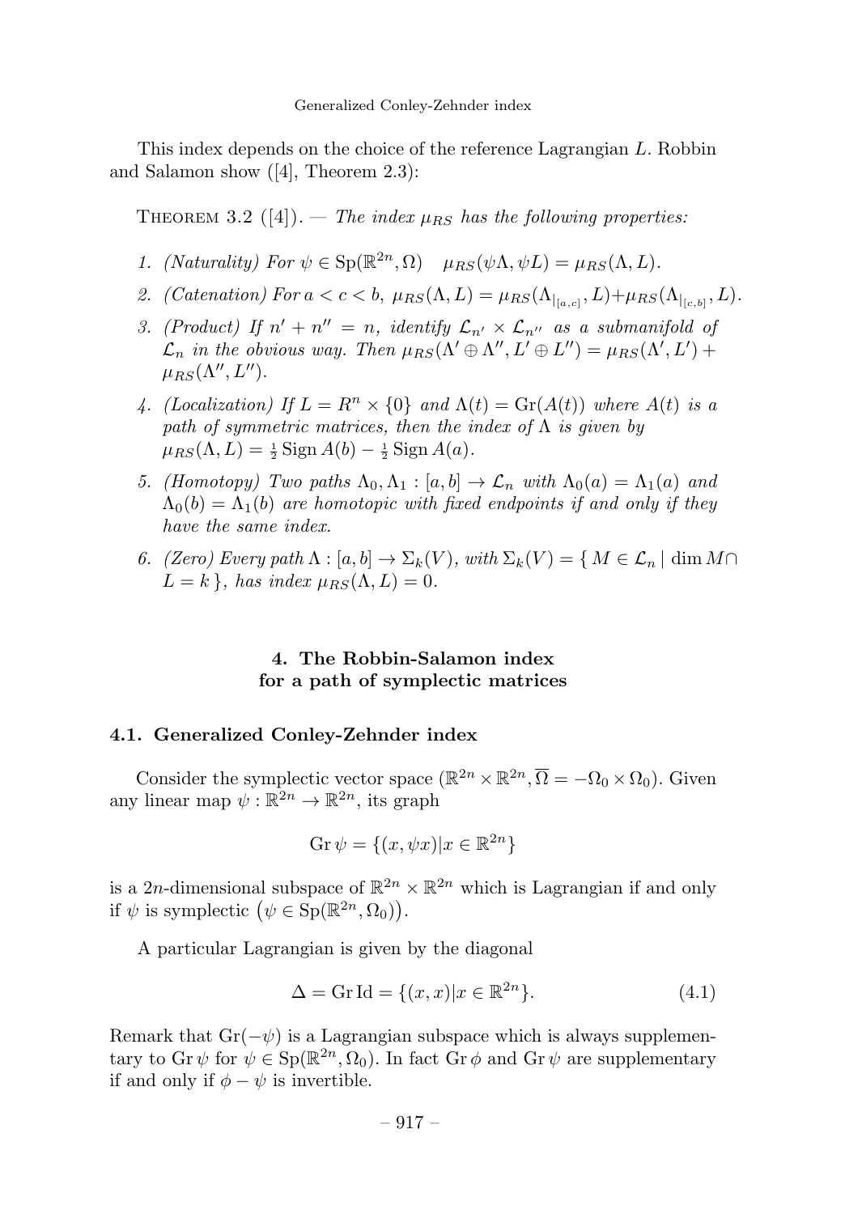This index depends on the choice of the reference Lagrangian $L$. Robbin and Salamon show ([4], Theorem 2.3):

Theorem 3.2 ([4]). — *The index $\mu_{RS}$ has the following properties:*

1. *(Naturality) For $\psi \in \mathrm{Sp}(\mathbb{R}^{2n}, \Omega)$ $\quad \mu_{RS}(\psi\Lambda, \psi L) = \mu_{RS}(\Lambda, L)$.*
2. *(Catenation) For $a < c < b$, $\mu_{RS}(\Lambda, L) = \mu_{RS}(\Lambda_{|_{[a,c]}}, L) + \mu_{RS}(\Lambda_{|_{[c,b]}}, L)$.*
3. *(Product) If $n' + n'' = n$, identify $\mathcal{L}_{n'} \times \mathcal{L}_{n''}$ as a submanifold of $\mathcal{L}_n$ in the obvious way. Then $\mu_{RS}(\Lambda' \oplus \Lambda'', L' \oplus L'') = \mu_{RS}(\Lambda', L') + \mu_{RS}(\Lambda'', L'')$.*
4. *(Localization) If $L = R^n \times \{0\}$ and $\Lambda(t) = \mathrm{Gr}(A(t))$ where $A(t)$ is a path of symmetric matrices, then the index of $\Lambda$ is given by $\mu_{RS}(\Lambda, L) = \frac{1}{2}\,\mathrm{Sign}\, A(b) - \frac{1}{2}\,\mathrm{Sign}\, A(a)$.*
5. *(Homotopy) Two paths $\Lambda_0, \Lambda_1 : [a,b] \to \mathcal{L}_n$ with $\Lambda_0(a) = \Lambda_1(a)$ and $\Lambda_0(b) = \Lambda_1(b)$ are homotopic with fixed endpoints if and only if they have the same index.*
6. *(Zero) Every path $\Lambda : [a,b] \to \Sigma_k(V)$, with $\Sigma_k(V) = \{\, M \in \mathcal{L}_n \mid \dim M \cap L = k \,\}$, has index $\mu_{RS}(\Lambda, L) = 0$.*

## 4. The Robbin-Salamon index for a path of symplectic matrices

### 4.1. Generalized Conley-Zehnder index

Consider the symplectic vector space $(\mathbb{R}^{2n} \times \mathbb{R}^{2n}, \overline{\Omega} = -\Omega_0 \times \Omega_0)$. Given any linear map $\psi : \mathbb{R}^{2n} \to \mathbb{R}^{2n}$, its graph

$$\mathrm{Gr}\,\psi = \{(x, \psi x) | x \in \mathbb{R}^{2n}\}$$

is a $2n$-dimensional subspace of $\mathbb{R}^{2n} \times \mathbb{R}^{2n}$ which is Lagrangian if and only if $\psi$ is symplectic $\big(\psi \in \mathrm{Sp}(\mathbb{R}^{2n}, \Omega_0)\big)$.

A particular Lagrangian is given by the diagonal

$$\Delta = \mathrm{Gr}\,\mathrm{Id} = \{(x, x) | x \in \mathbb{R}^{2n}\}. \tag{4.1}$$

Remark that $\mathrm{Gr}(-\psi)$ is a Lagrangian subspace which is always supplementary to $\mathrm{Gr}\,\psi$ for $\psi \in \mathrm{Sp}(\mathbb{R}^{2n}, \Omega_0)$. In fact $\mathrm{Gr}\,\phi$ and $\mathrm{Gr}\,\psi$ are supplementary if and only if $\phi - \psi$ is invertible.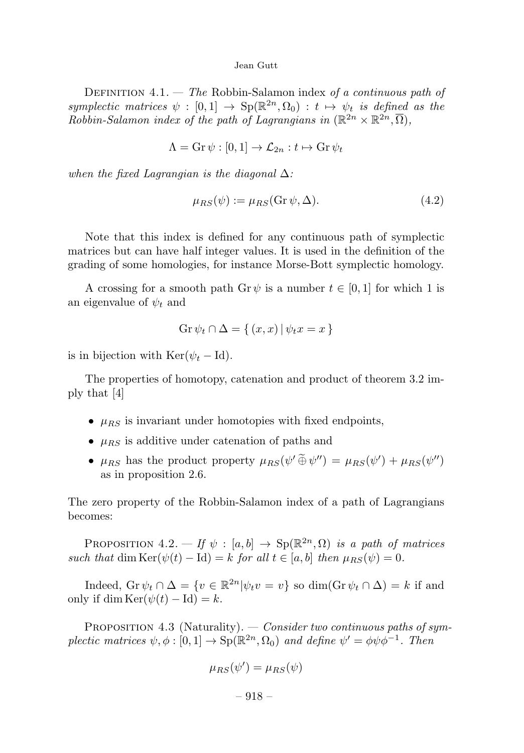Definition 4.1. — *The* Robbin-Salamon index *of a continuous path of symplectic matrices* $\psi : [0,1] \to \mathrm{Sp}(\mathbb{R}^{2n}, \Omega_0) : t \mapsto \psi_t$ *is defined as the Robbin-Salamon index of the path of Lagrangians in* $(\mathbb{R}^{2n} \times \mathbb{R}^{2n}, \overline{\Omega})$,

$$\Lambda = \mathrm{Gr}\,\psi : [0,1] \to \mathcal{L}_{2n} : t \mapsto \mathrm{Gr}\,\psi_t$$

*when the fixed Lagrangian is the diagonal* $\Delta$*:*

$$\mu_{RS}(\psi) := \mu_{RS}(\mathrm{Gr}\,\psi, \Delta). \tag{4.2}$$

Note that this index is defined for any continuous path of symplectic matrices but can have half integer values. It is used in the definition of the grading of some homologies, for instance Morse-Bott symplectic homology.

A crossing for a smooth path $\mathrm{Gr}\,\psi$ is a number $t \in [0,1]$ for which 1 is an eigenvalue of $\psi_t$ and

$$\mathrm{Gr}\,\psi_t \cap \Delta = \{\, (x,x) \,|\, \psi_t x = x \,\}$$

is in bijection with $\mathrm{Ker}(\psi_t - \mathrm{Id})$.

The properties of homotopy, catenation and product of theorem 3.2 imply that [4]

- $\mu_{RS}$ is invariant under homotopies with fixed endpoints,
- $\mu_{RS}$ is additive under catenation of paths and
- $\mu_{RS}$ has the product property $\mu_{RS}(\psi' \,\widetilde{\oplus}\, \psi'') = \mu_{RS}(\psi') + \mu_{RS}(\psi'')$ as in proposition 2.6.

The zero property of the Robbin-Salamon index of a path of Lagrangians becomes:

Proposition 4.2. — *If* $\psi : [a,b] \to \mathrm{Sp}(\mathbb{R}^{2n}, \Omega)$ *is a path of matrices such that* $\dim \mathrm{Ker}(\psi(t) - \mathrm{Id}) = k$ *for all* $t \in [a,b]$ *then* $\mu_{RS}(\psi) = 0$.

Indeed, $\mathrm{Gr}\,\psi_t \cap \Delta = \{v \in \mathbb{R}^{2n} | \psi_t v = v\}$ so $\dim(\mathrm{Gr}\,\psi_t \cap \Delta) = k$ if and only if $\dim \mathrm{Ker}(\psi(t) - \mathrm{Id}) = k$.

Proposition 4.3 (Naturality). — *Consider two continuous paths of symplectic matrices* $\psi, \phi : [0,1] \to \mathrm{Sp}(\mathbb{R}^{2n}, \Omega_0)$ *and define* $\psi' = \phi\psi\phi^{-1}$. *Then*

$$\mu_{RS}(\psi') = \mu_{RS}(\psi)$$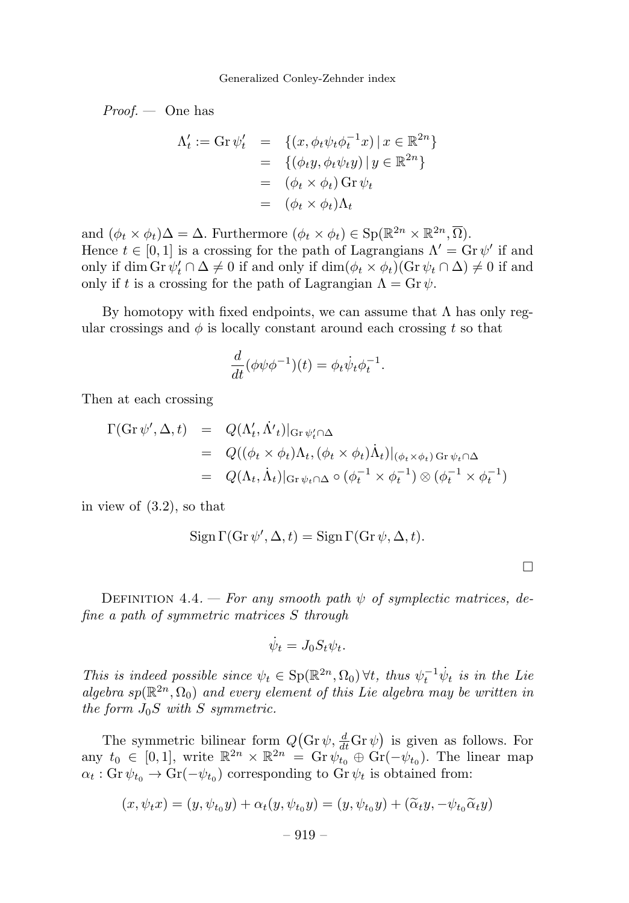*Proof.* — One has

$$\begin{aligned}
\Lambda'_t := \operatorname{Gr}\psi'_t &= \{(x, \phi_t\psi_t\phi_t^{-1}x) \,|\, x \in \mathbb{R}^{2n}\} \\
&= \{(\phi_t y, \phi_t\psi_t y) \,|\, y \in \mathbb{R}^{2n}\} \\
&= (\phi_t \times \phi_t) \operatorname{Gr}\psi_t \\
&= (\phi_t \times \phi_t)\Lambda_t
\end{aligned}$$

and $(\phi_t \times \phi_t)\Delta = \Delta$. Furthermore $(\phi_t \times \phi_t) \in \operatorname{Sp}(\mathbb{R}^{2n} \times \mathbb{R}^{2n}, \overline{\Omega})$.
Hence $t \in [0,1]$ is a crossing for the path of Lagrangians $\Lambda' = \operatorname{Gr}\psi'$ if and only if $\dim \operatorname{Gr}\psi'_t \cap \Delta \neq 0$ if and only if $\dim(\phi_t \times \phi_t)(\operatorname{Gr}\psi_t \cap \Delta) \neq 0$ if and only if $t$ is a crossing for the path of Lagrangian $\Lambda = \operatorname{Gr}\psi$.

By homotopy with fixed endpoints, we can assume that $\Lambda$ has only regular crossings and $\phi$ is locally constant around each crossing $t$ so that

$$\frac{d}{dt}(\phi\psi\phi^{-1})(t) = \phi_t\dot{\psi}_t\phi_t^{-1}.$$

Then at each crossing

$$\begin{aligned}
\Gamma(\operatorname{Gr}\psi', \Delta, t) &= Q(\Lambda'_t, \dot{\Lambda}'_t)|_{\operatorname{Gr}\psi'_t \cap \Delta} \\
&= Q((\phi_t \times \phi_t)\Lambda_t, (\phi_t \times \phi_t)\dot{\Lambda}_t)|_{(\phi_t \times \phi_t)\operatorname{Gr}\psi_t \cap \Delta} \\
&= Q(\Lambda_t, \dot{\Lambda}_t)|_{\operatorname{Gr}\psi_t \cap \Delta} \circ (\phi_t^{-1} \times \phi_t^{-1}) \otimes (\phi_t^{-1} \times \phi_t^{-1})
\end{aligned}$$

in view of (3.2), so that

$$\operatorname{Sign}\Gamma(\operatorname{Gr}\psi', \Delta, t) = \operatorname{Sign}\Gamma(\operatorname{Gr}\psi, \Delta, t).$$

□

Definition 4.4. — *For any smooth path $\psi$ of symplectic matrices, define a path of symmetric matrices $S$ through*

$$\dot{\psi}_t = J_0 S_t \psi_t.$$

*This is indeed possible since $\psi_t \in \operatorname{Sp}(\mathbb{R}^{2n}, \Omega_0)\, \forall t$, thus $\psi_t^{-1}\dot{\psi}_t$ is in the Lie algebra $sp(\mathbb{R}^{2n}, \Omega_0)$ and every element of this Lie algebra may be written in the form $J_0 S$ with $S$ symmetric.*

The symmetric bilinear form $Q\big(\operatorname{Gr}\psi, \frac{d}{dt}\operatorname{Gr}\psi\big)$ is given as follows. For any $t_0 \in [0,1]$, write $\mathbb{R}^{2n} \times \mathbb{R}^{2n} = \operatorname{Gr}\psi_{t_0} \oplus \operatorname{Gr}(-\psi_{t_0})$. The linear map $\alpha_t : \operatorname{Gr}\psi_{t_0} \to \operatorname{Gr}(-\psi_{t_0})$ corresponding to $\operatorname{Gr}\psi_t$ is obtained from:

$$(x, \psi_t x) = (y, \psi_{t_0} y) + \alpha_t(y, \psi_{t_0} y) = (y, \psi_{t_0} y) + (\widetilde{\alpha}_t y, -\psi_{t_0}\widetilde{\alpha}_t y)$$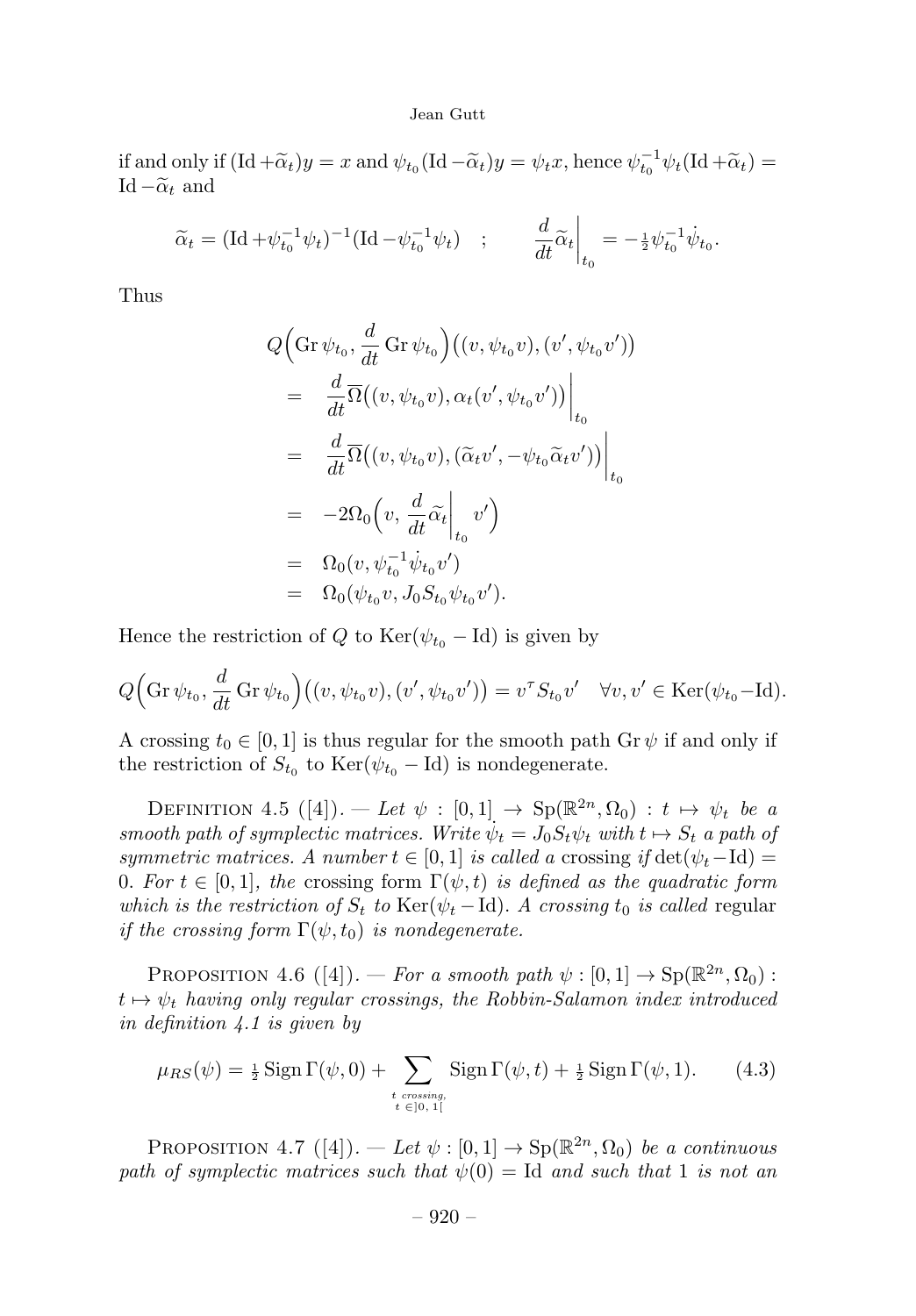if and only if $(\mathrm{Id} + \widetilde{\alpha}_t)y = x$ and $\psi_{t_0}(\mathrm{Id} - \widetilde{\alpha}_t)y = \psi_t x$, hence $\psi_{t_0}^{-1}\psi_t(\mathrm{Id} + \widetilde{\alpha}_t) = \mathrm{Id} - \widetilde{\alpha}_t$ and

$$\widetilde{\alpha}_t = (\mathrm{Id} + \psi_{t_0}^{-1}\psi_t)^{-1}(\mathrm{Id} - \psi_{t_0}^{-1}\psi_t) \quad ; \qquad \frac{d}{dt}\widetilde{\alpha}_t\bigg|_{t_0} = -\tfrac{1}{2}\psi_{t_0}^{-1}\dot{\psi}_{t_0}.$$

Thus

$$\begin{aligned}
&Q\Big(\mathrm{Gr}\,\psi_{t_0}, \frac{d}{dt}\,\mathrm{Gr}\,\psi_{t_0}\Big)\big((v, \psi_{t_0}v), (v', \psi_{t_0}v')\big) \\
&= \frac{d}{dt}\overline{\Omega}\big((v, \psi_{t_0}v), \alpha_t(v', \psi_{t_0}v')\big)\bigg|_{t_0} \\
&= \frac{d}{dt}\overline{\Omega}\big((v, \psi_{t_0}v), (\widetilde{\alpha}_t v', -\psi_{t_0}\widetilde{\alpha}_t v')\big)\bigg|_{t_0} \\
&= -2\Omega_0\Big(v, \frac{d}{dt}\widetilde{\alpha}_t\bigg|_{t_0} v'\Big) \\
&= \Omega_0(v, \psi_{t_0}^{-1}\dot{\psi}_{t_0}v') \\
&= \Omega_0(\psi_{t_0}v, J_0 S_{t_0}\psi_{t_0}v').
\end{aligned}$$

Hence the restriction of $Q$ to $\mathrm{Ker}(\psi_{t_0} - \mathrm{Id})$ is given by

$$Q\Big(\mathrm{Gr}\,\psi_{t_0}, \frac{d}{dt}\,\mathrm{Gr}\,\psi_{t_0}\Big)\big((v, \psi_{t_0}v), (v', \psi_{t_0}v')\big) = v^\tau S_{t_0} v' \quad \forall v, v' \in \mathrm{Ker}(\psi_{t_0} - \mathrm{Id}).$$

A crossing $t_0 \in [0,1]$ is thus regular for the smooth path $\mathrm{Gr}\,\psi$ if and only if the restriction of $S_{t_0}$ to $\mathrm{Ker}(\psi_{t_0} - \mathrm{Id})$ is nondegenerate.

Definition 4.5 ([4]). — *Let $\psi : [0,1] \to \mathrm{Sp}(\mathbb{R}^{2n}, \Omega_0) : t \mapsto \psi_t$ be a smooth path of symplectic matrices. Write $\dot{\psi}_t = J_0 S_t \psi_t$ with $t \mapsto S_t$ a path of symmetric matrices. A number $t \in [0,1]$ is called a* crossing *if $\det(\psi_t - \mathrm{Id}) = 0$. For $t \in [0,1]$, the* crossing form *$\Gamma(\psi, t)$ is defined as the quadratic form which is the restriction of $S_t$ to $\mathrm{Ker}(\psi_t - \mathrm{Id})$. A crossing $t_0$ is called* regular *if the crossing form $\Gamma(\psi, t_0)$ is nondegenerate.*

Proposition 4.6 ([4]). — *For a smooth path $\psi : [0,1] \to \mathrm{Sp}(\mathbb{R}^{2n}, \Omega_0) : t \mapsto \psi_t$ having only regular crossings, the Robbin-Salamon index introduced in definition 4.1 is given by*

$$\mu_{RS}(\psi) = \tfrac{1}{2}\,\mathrm{Sign}\,\Gamma(\psi, 0) + \sum_{\substack{t \text{ crossing,} \\ t \,\in ]0,\,1[}} \mathrm{Sign}\,\Gamma(\psi, t) + \tfrac{1}{2}\,\mathrm{Sign}\,\Gamma(\psi, 1). \qquad (4.3)$$

Proposition 4.7 ([4]). — *Let $\psi : [0,1] \to \mathrm{Sp}(\mathbb{R}^{2n}, \Omega_0)$ be a continuous path of symplectic matrices such that $\psi(0) = \mathrm{Id}$ and such that 1 is not an*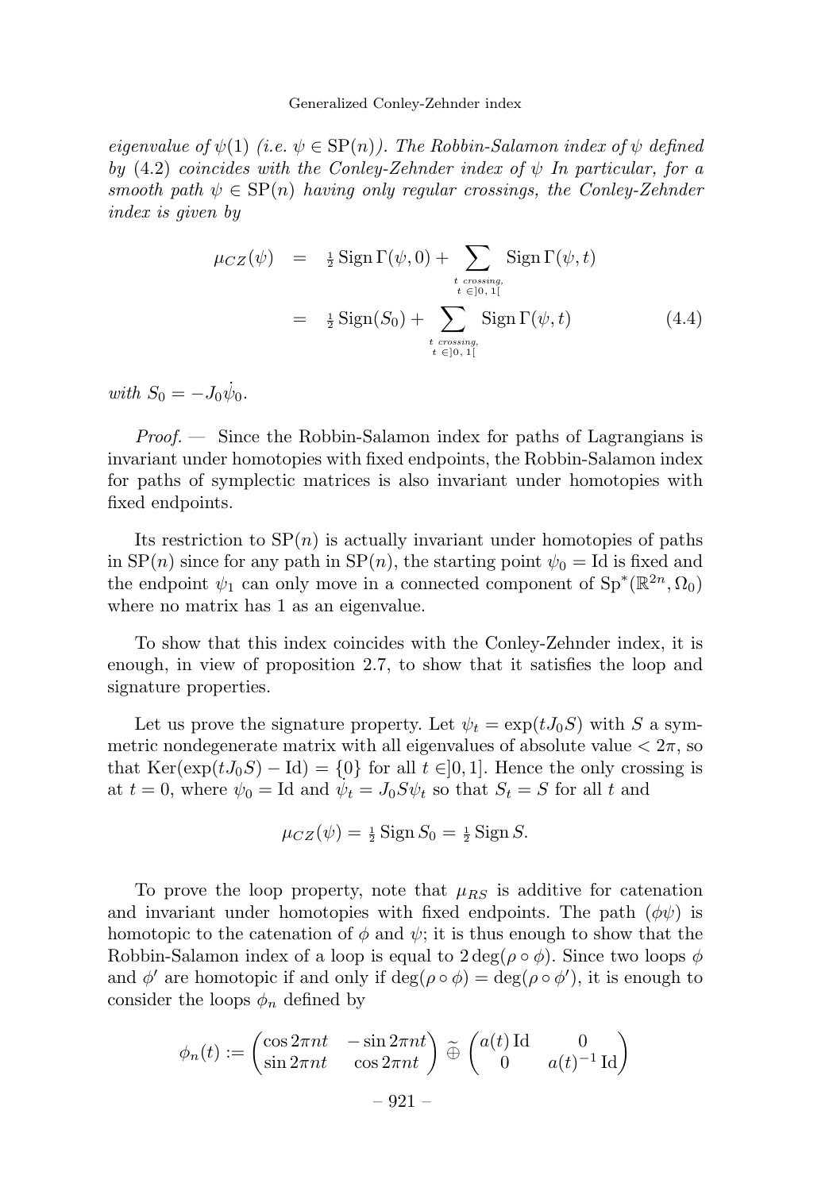*eigenvalue of $\psi(1)$ (i.e. $\psi \in \mathrm{SP}(n)$). The Robbin-Salamon index of $\psi$ defined by (4.2) coincides with the Conley-Zehnder index of $\psi$ In particular, for a smooth path $\psi \in \mathrm{SP}(n)$ having only regular crossings, the Conley-Zehnder index is given by*

$$\begin{aligned}
\mu_{CZ}(\psi) &= \tfrac{1}{2}\operatorname{Sign}\Gamma(\psi,0) + \sum_{\substack{t \text{ crossing,} \\ t\, \in ]0,\,1[}} \operatorname{Sign}\Gamma(\psi,t) \\
&= \tfrac{1}{2}\operatorname{Sign}(S_0) + \sum_{\substack{t \text{ crossing,} \\ t\, \in ]0,\,1[}} \operatorname{Sign}\Gamma(\psi,t) \qquad (4.4)
\end{aligned}$$

*with $S_0 = -J_0\dot{\psi}_0$.*

*Proof.* — Since the Robbin-Salamon index for paths of Lagrangians is invariant under homotopies with fixed endpoints, the Robbin-Salamon index for paths of symplectic matrices is also invariant under homotopies with fixed endpoints.

Its restriction to $\mathrm{SP}(n)$ is actually invariant under homotopies of paths in $\mathrm{SP}(n)$ since for any path in $\mathrm{SP}(n)$, the starting point $\psi_0 = \mathrm{Id}$ is fixed and the endpoint $\psi_1$ can only move in a connected component of $\mathrm{Sp}^*(\mathbb{R}^{2n},\Omega_0)$ where no matrix has 1 as an eigenvalue.

To show that this index coincides with the Conley-Zehnder index, it is enough, in view of proposition 2.7, to show that it satisfies the loop and signature properties.

Let us prove the signature property. Let $\psi_t = \exp(tJ_0S)$ with $S$ a symmetric nondegenerate matrix with all eigenvalues of absolute value $< 2\pi$, so that $\operatorname{Ker}(\exp(tJ_0S) - \mathrm{Id}) = \{0\}$ for all $t \in ]0,1]$. Hence the only crossing is at $t = 0$, where $\psi_0 = \mathrm{Id}$ and $\dot{\psi}_t = J_0S\psi_t$ so that $S_t = S$ for all $t$ and

$$\mu_{CZ}(\psi) = \tfrac{1}{2}\operatorname{Sign} S_0 = \tfrac{1}{2}\operatorname{Sign} S.$$

To prove the loop property, note that $\mu_{RS}$ is additive for catenation and invariant under homotopies with fixed endpoints. The path $(\phi\psi)$ is homotopic to the catenation of $\phi$ and $\psi$; it is thus enough to show that the Robbin-Salamon index of a loop is equal to $2\deg(\rho\circ\phi)$. Since two loops $\phi$ and $\phi'$ are homotopic if and only if $\deg(\rho\circ\phi) = \deg(\rho\circ\phi')$, it is enough to consider the loops $\phi_n$ defined by

$$\phi_n(t) := \begin{pmatrix} \cos 2\pi nt & -\sin 2\pi nt \\ \sin 2\pi nt & \cos 2\pi nt \end{pmatrix} \,\widetilde{\oplus}\, \begin{pmatrix} a(t)\,\mathrm{Id} & 0 \\ 0 & a(t)^{-1}\,\mathrm{Id} \end{pmatrix}$$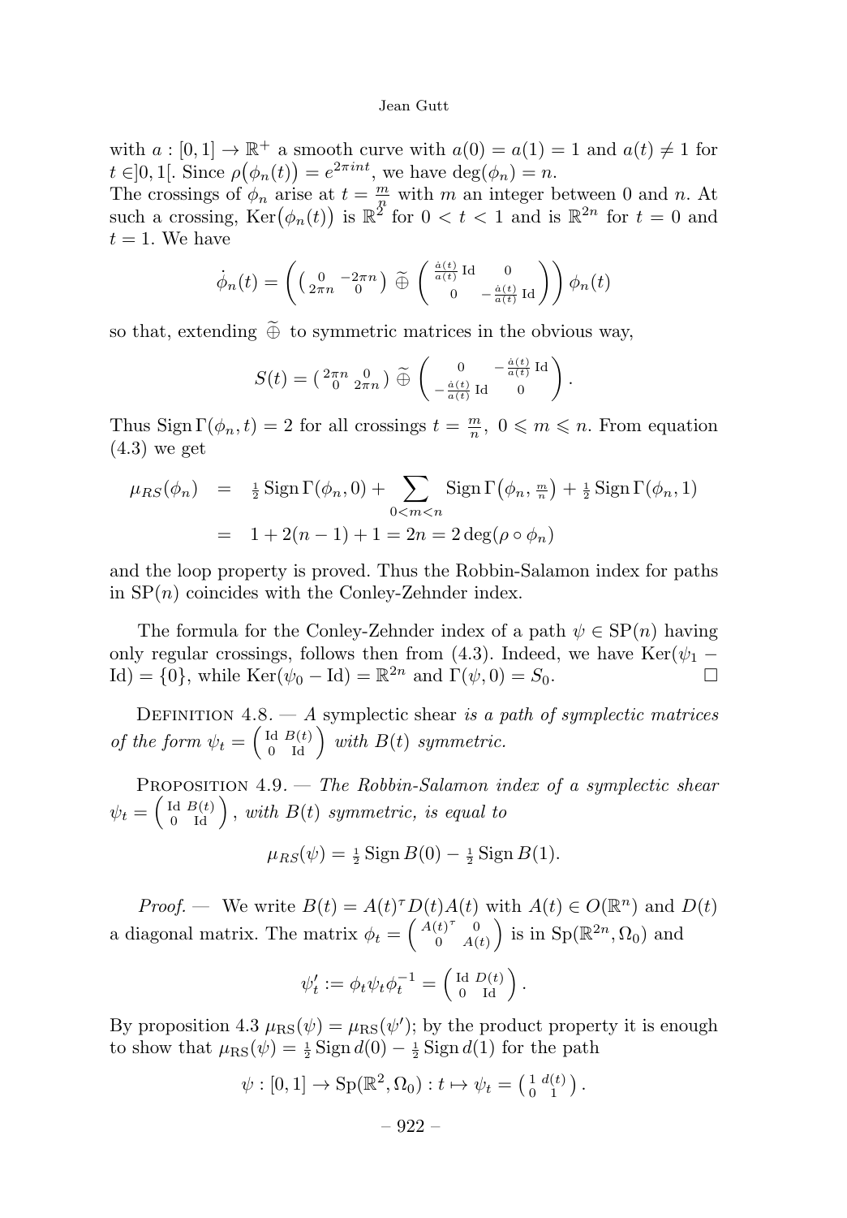with $a : [0,1] \to \mathbb{R}^+$ a smooth curve with $a(0) = a(1) = 1$ and $a(t) \neq 1$ for $t \in ]0,1[$. Since $\rho\big(\phi_n(t)\big) = e^{2\pi i n t}$, we have $\deg(\phi_n) = n$.
The crossings of $\phi_n$ arise at $t = \frac{m}{n}$ with $m$ an integer between 0 and $n$. At such a crossing, $\operatorname{Ker}\big(\phi_n(t)\big)$ is $\mathbb{R}^2$ for $0 < t < 1$ and is $\mathbb{R}^{2n}$ for $t = 0$ and $t = 1$. We have

$$\dot{\phi}_n(t) = \left( \begin{pmatrix} 0 & -2\pi n \\ 2\pi n & 0 \end{pmatrix} \,\widetilde{\oplus}\, \begin{pmatrix} \frac{\dot{a}(t)}{a(t)} \operatorname{Id} & 0 \\ 0 & -\frac{\dot{a}(t)}{a(t)} \operatorname{Id} \end{pmatrix} \right) \phi_n(t)$$

so that, extending $\widetilde{\oplus}$ to symmetric matrices in the obvious way,

$$S(t) = \begin{pmatrix} 2\pi n & 0 \\ 0 & 2\pi n \end{pmatrix} \,\widetilde{\oplus}\, \begin{pmatrix} 0 & -\frac{\dot{a}(t)}{a(t)} \operatorname{Id} \\ -\frac{\dot{a}(t)}{a(t)} \operatorname{Id} & 0 \end{pmatrix}.$$

Thus $\operatorname{Sign}\Gamma(\phi_n, t) = 2$ for all crossings $t = \frac{m}{n},\ 0 \leqslant m \leqslant n$. From equation (4.3) we get

$$\begin{aligned} \mu_{RS}(\phi_n) &= \tfrac{1}{2} \operatorname{Sign}\Gamma(\phi_n, 0) + \sum_{0<m<n} \operatorname{Sign}\Gamma\big(\phi_n, \tfrac{m}{n}\big) + \tfrac{1}{2} \operatorname{Sign}\Gamma(\phi_n, 1) \\ &= 1 + 2(n-1) + 1 = 2n = 2\deg(\rho \circ \phi_n) \end{aligned}$$

and the loop property is proved. Thus the Robbin-Salamon index for paths in $\mathrm{SP}(n)$ coincides with the Conley-Zehnder index.

The formula for the Conley-Zehnder index of a path $\psi \in \mathrm{SP}(n)$ having only regular crossings, follows then from (4.3). Indeed, we have $\operatorname{Ker}(\psi_1 - \operatorname{Id}) = \{0\}$, while $\operatorname{Ker}(\psi_0 - \operatorname{Id}) = \mathbb{R}^{2n}$ and $\Gamma(\psi, 0) = S_0$. □

Definition 4.8. — *A* symplectic shear *is a path of symplectic matrices of the form* $\psi_t = \begin{pmatrix} \operatorname{Id} & B(t) \\ 0 & \operatorname{Id} \end{pmatrix}$ *with* $B(t)$ *symmetric.*

Proposition 4.9. — *The Robbin-Salamon index of a symplectic shear* $\psi_t = \begin{pmatrix} \operatorname{Id} & B(t) \\ 0 & \operatorname{Id} \end{pmatrix}$, *with* $B(t)$ *symmetric, is equal to*

$$\mu_{RS}(\psi) = \tfrac{1}{2} \operatorname{Sign} B(0) - \tfrac{1}{2} \operatorname{Sign} B(1).$$

*Proof.* — We write $B(t) = A(t)^\tau D(t) A(t)$ with $A(t) \in O(\mathbb{R}^n)$ and $D(t)$ a diagonal matrix. The matrix $\phi_t = \begin{pmatrix} A(t)^\tau & 0 \\ 0 & A(t) \end{pmatrix}$ is in $\operatorname{Sp}(\mathbb{R}^{2n}, \Omega_0)$ and

$$\psi'_t := \phi_t \psi_t \phi_t^{-1} = \begin{pmatrix} \operatorname{Id} & D(t) \\ 0 & \operatorname{Id} \end{pmatrix}.$$

By proposition 4.3 $\mu_{\mathrm{RS}}(\psi) = \mu_{\mathrm{RS}}(\psi')$; by the product property it is enough to show that $\mu_{\mathrm{RS}}(\psi) = \frac{1}{2} \operatorname{Sign} d(0) - \frac{1}{2} \operatorname{Sign} d(1)$ for the path

$$\psi : [0,1] \to \operatorname{Sp}(\mathbb{R}^2, \Omega_0) : t \mapsto \psi_t = \begin{pmatrix} 1 & d(t) \\ 0 & 1 \end{pmatrix}.$$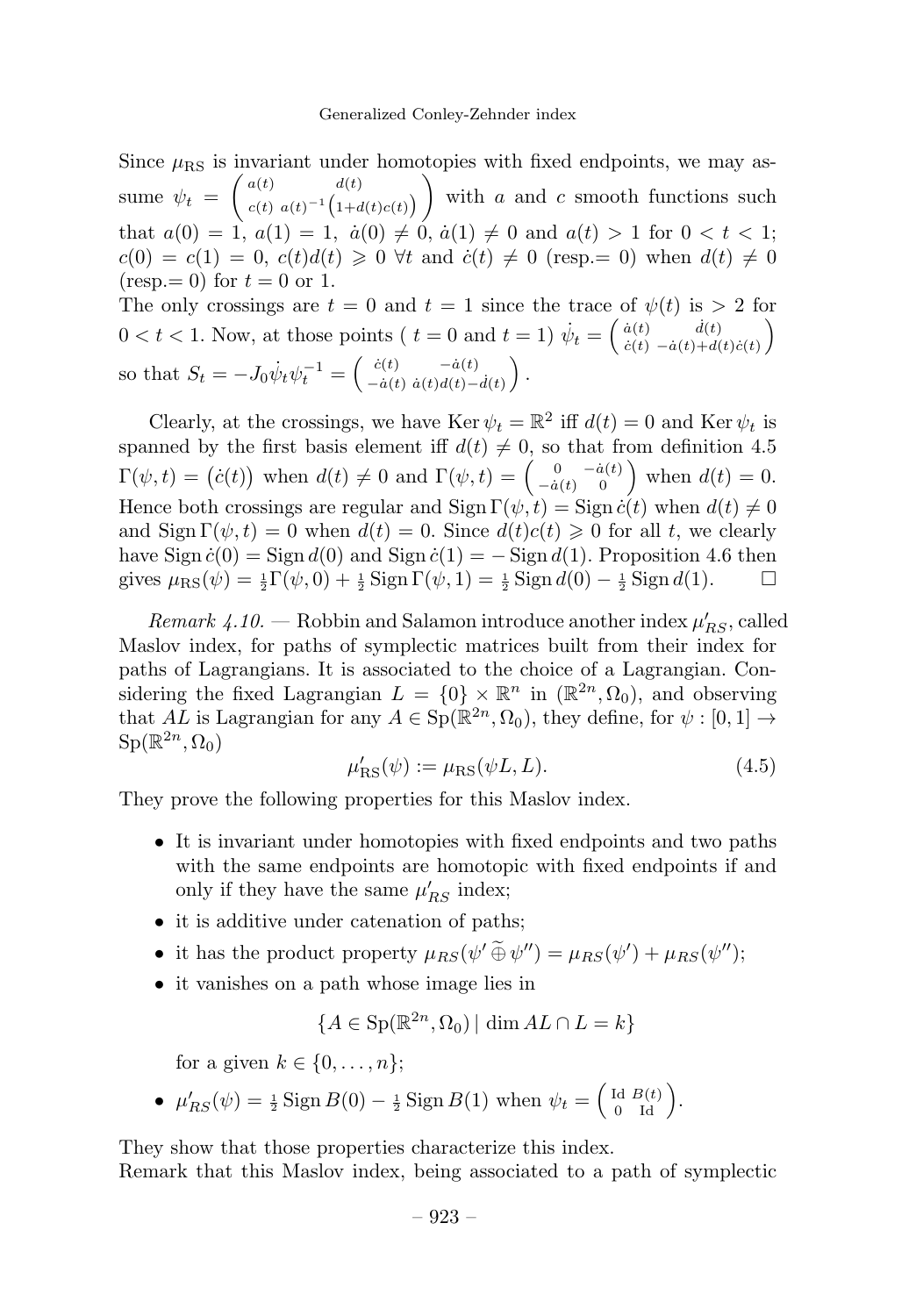Since $\mu_{\mathrm{RS}}$ is invariant under homotopies with fixed endpoints, we may assume $\psi_t = \begin{pmatrix} a(t) & d(t) \\ c(t) & a(t)^{-1}\big(1+d(t)c(t)\big) \end{pmatrix}$ with $a$ and $c$ smooth functions such that $a(0) = 1$, $a(1) = 1$, $\dot a(0) \neq 0$, $\dot a(1) \neq 0$ and $a(t) > 1$ for $0 < t < 1$; $c(0) = c(1) = 0$, $c(t)d(t) \geqslant 0$ $\forall t$ and $\dot c(t) \neq 0$ (resp.$= 0$) when $d(t) \neq 0$ (resp.$= 0$) for $t = 0$ or $1$.
The only crossings are $t = 0$ and $t = 1$ since the trace of $\psi(t)$ is $> 2$ for $0 < t < 1$. Now, at those points ( $t = 0$ and $t = 1$) $\dot\psi_t = \begin{pmatrix} \dot a(t) & \dot d(t) \\ \dot c(t) & -\dot a(t) + d(t)\dot c(t) \end{pmatrix}$ so that $S_t = -J_0 \dot\psi_t \psi_t^{-1} = \begin{pmatrix} \dot c(t) & -\dot a(t) \\ -\dot a(t) & \dot a(t) d(t) - \dot d(t) \end{pmatrix}$.

Clearly, at the crossings, we have $\operatorname{Ker} \psi_t = \mathbb{R}^2$ iff $d(t) = 0$ and $\operatorname{Ker} \psi_t$ is spanned by the first basis element iff $d(t) \neq 0$, so that from definition 4.5 $\Gamma(\psi, t) = \big(\dot c(t)\big)$ when $d(t) \neq 0$ and $\Gamma(\psi, t) = \begin{pmatrix} 0 & -\dot a(t) \\ -\dot a(t) & 0 \end{pmatrix}$ when $d(t) = 0$. Hence both crossings are regular and $\operatorname{Sign} \Gamma(\psi, t) = \operatorname{Sign} \dot c(t)$ when $d(t) \neq 0$ and $\operatorname{Sign} \Gamma(\psi, t) = 0$ when $d(t) = 0$. Since $d(t)c(t) \geqslant 0$ for all $t$, we clearly have $\operatorname{Sign} \dot c(0) = \operatorname{Sign} d(0)$ and $\operatorname{Sign} \dot c(1) = -\operatorname{Sign} d(1)$. Proposition 4.6 then gives $\mu_{\mathrm{RS}}(\psi) = \frac{1}{2}\Gamma(\psi, 0) + \frac{1}{2}\operatorname{Sign}\Gamma(\psi, 1) = \frac{1}{2}\operatorname{Sign} d(0) - \frac{1}{2}\operatorname{Sign} d(1)$. □

*Remark 4.10.* — Robbin and Salamon introduce another index $\mu'_{RS}$, called Maslov index, for paths of symplectic matrices built from their index for paths of Lagrangians. It is associated to the choice of a Lagrangian. Considering the fixed Lagrangian $L = \{0\} \times \mathbb{R}^n$ in $(\mathbb{R}^{2n}, \Omega_0)$, and observing that $AL$ is Lagrangian for any $A \in \mathrm{Sp}(\mathbb{R}^{2n}, \Omega_0)$, they define, for $\psi : [0, 1] \to \mathrm{Sp}(\mathbb{R}^{2n}, \Omega_0)$

$$\mu'_{\mathrm{RS}}(\psi) := \mu_{\mathrm{RS}}(\psi L, L). \tag{4.5}$$

They prove the following properties for this Maslov index.

- It is invariant under homotopies with fixed endpoints and two paths with the same endpoints are homotopic with fixed endpoints if and only if they have the same $\mu'_{RS}$ index;
- it is additive under catenation of paths;
- it has the product property $\mu_{RS}(\psi' \mathbin{\widetilde{\oplus}} \psi'') = \mu_{RS}(\psi') + \mu_{RS}(\psi'')$;
- it vanishes on a path whose image lies in

$$\{A \in \mathrm{Sp}(\mathbb{R}^{2n}, \Omega_0) \mid \dim AL \cap L = k\}$$

  for a given $k \in \{0, \dots, n\}$;
- $\mu'_{RS}(\psi) = \frac{1}{2}\operatorname{Sign} B(0) - \frac{1}{2}\operatorname{Sign} B(1)$ when $\psi_t = \begin{pmatrix} \mathrm{Id} & B(t) \\ 0 & \mathrm{Id} \end{pmatrix}$.

They show that those properties characterize this index.
Remark that this Maslov index, being associated to a path of symplectic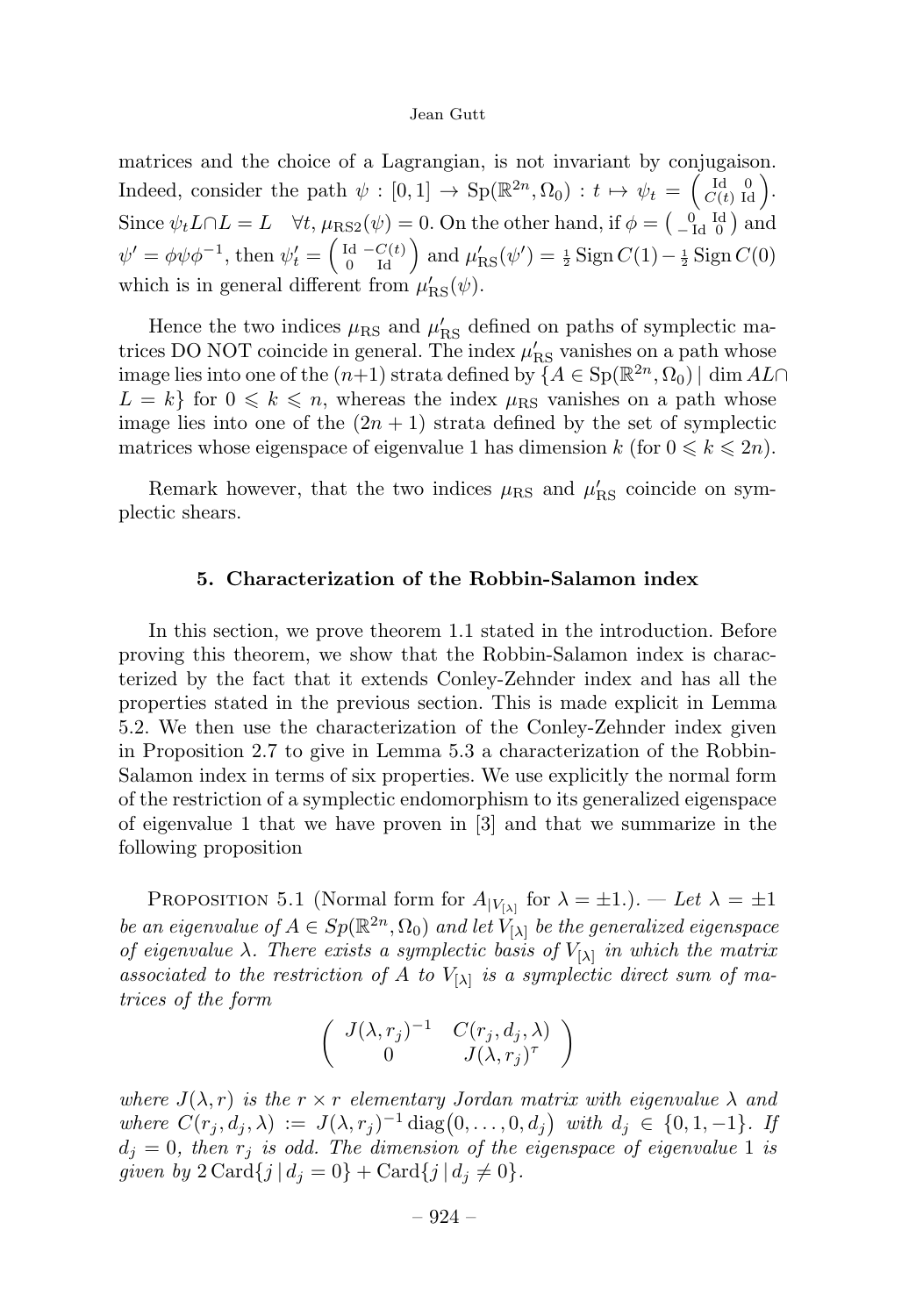matrices and the choice of a Lagrangian, is not invariant by conjugaison. Indeed, consider the path $\psi : [0,1] \to \mathrm{Sp}(\mathbb{R}^{2n},\Omega_0) : t \mapsto \psi_t = \begin{pmatrix} \mathrm{Id} & 0 \\ C(t) & \mathrm{Id} \end{pmatrix}$. Since $\psi_t L \cap L = L \quad \forall t$, $\mu_{\mathrm{RS2}}(\psi) = 0$. On the other hand, if $\phi = \begin{pmatrix} 0 & \mathrm{Id} \\ -\mathrm{Id} & 0 \end{pmatrix}$ and $\psi' = \phi\psi\phi^{-1}$, then $\psi'_t = \begin{pmatrix} \mathrm{Id} & -C(t) \\ 0 & \mathrm{Id} \end{pmatrix}$ and $\mu'_{\mathrm{RS}}(\psi') = \frac{1}{2}\,\mathrm{Sign}\, C(1) - \frac{1}{2}\,\mathrm{Sign}\, C(0)$ which is in general different from $\mu'_{\mathrm{RS}}(\psi)$.

Hence the two indices $\mu_{\mathrm{RS}}$ and $\mu'_{\mathrm{RS}}$ defined on paths of symplectic matrices DO NOT coincide in general. The index $\mu'_{\mathrm{RS}}$ vanishes on a path whose image lies into one of the $(n+1)$ strata defined by $\{A \in \mathrm{Sp}(\mathbb{R}^{2n},\Omega_0) \mid \dim AL \cap L = k\}$ for $0 \leqslant k \leqslant n$, whereas the index $\mu_{\mathrm{RS}}$ vanishes on a path whose image lies into one of the $(2n+1)$ strata defined by the set of symplectic matrices whose eigenspace of eigenvalue 1 has dimension $k$ (for $0 \leqslant k \leqslant 2n$).

Remark however, that the two indices $\mu_{\mathrm{RS}}$ and $\mu'_{\mathrm{RS}}$ coincide on symplectic shears.

## 5. Characterization of the Robbin-Salamon index

In this section, we prove theorem 1.1 stated in the introduction. Before proving this theorem, we show that the Robbin-Salamon index is characterized by the fact that it extends Conley-Zehnder index and has all the properties stated in the previous section. This is made explicit in Lemma 5.2. We then use the characterization of the Conley-Zehnder index given in Proposition 2.7 to give in Lemma 5.3 a characterization of the Robbin-Salamon index in terms of six properties. We use explicitly the normal form of the restriction of a symplectic endomorphism to its generalized eigenspace of eigenvalue 1 that we have proven in [3] and that we summarize in the following proposition

Proposition 5.1 (Normal form for $A_{|V_{[\lambda]}}$ for $\lambda = \pm 1$.). — *Let $\lambda = \pm 1$ be an eigenvalue of $A \in Sp(\mathbb{R}^{2n},\Omega_0)$ and let $V_{[\lambda]}$ be the generalized eigenspace of eigenvalue $\lambda$. There exists a symplectic basis of $V_{[\lambda]}$ in which the matrix associated to the restriction of $A$ to $V_{[\lambda]}$ is a symplectic direct sum of matrices of the form*

$$\begin{pmatrix} J(\lambda,r_j)^{-1} & C(r_j,d_j,\lambda) \\ 0 & J(\lambda,r_j)^{\tau} \end{pmatrix}$$

*where $J(\lambda,r)$ is the $r \times r$ elementary Jordan matrix with eigenvalue $\lambda$ and where $C(r_j,d_j,\lambda) := J(\lambda,r_j)^{-1}\,\mathrm{diag}\big(0,\ldots,0,d_j\big)$ with $d_j \in \{0,1,-1\}$. If $d_j = 0$, then $r_j$ is odd. The dimension of the eigenspace of eigenvalue 1 is given by $2\,\mathrm{Card}\{j \mid d_j = 0\} + \mathrm{Card}\{j \mid d_j \neq 0\}$.*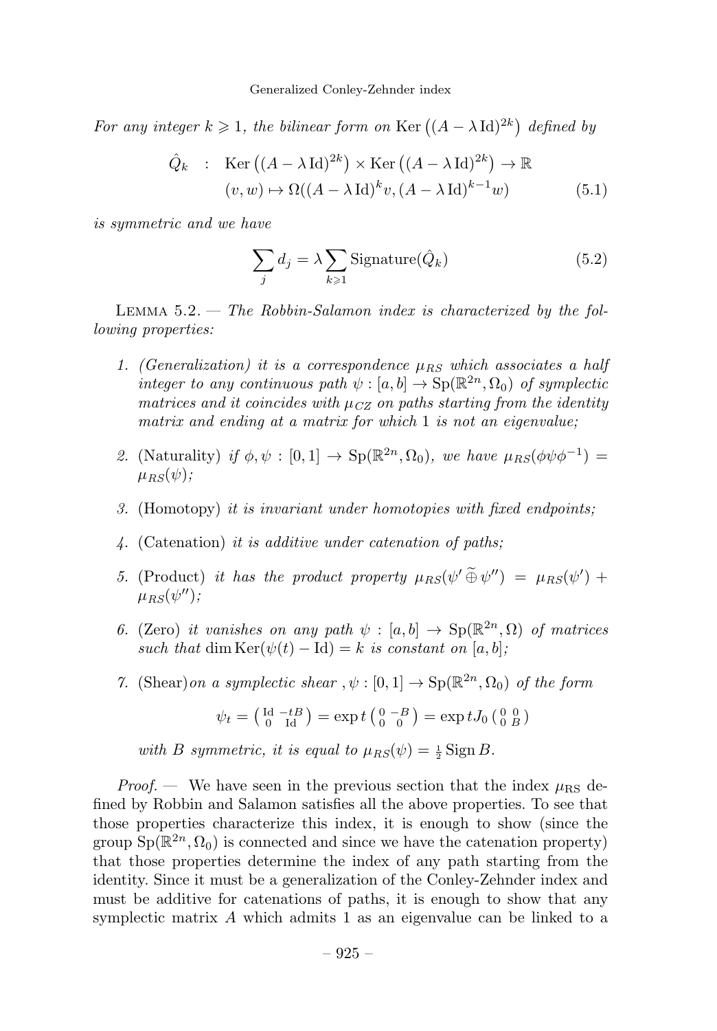*For any integer $k \geqslant 1$, the bilinear form on* $\operatorname{Ker}\left((A-\lambda \operatorname{Id})^{2k}\right)$ *defined by*

$$
\begin{aligned}
\hat{Q}_k \quad : \quad & \operatorname{Ker}\left((A-\lambda \operatorname{Id})^{2k}\right) \times \operatorname{Ker}\left((A-\lambda \operatorname{Id})^{2k}\right) \to \mathbb{R} \\
& (v,w) \mapsto \Omega((A-\lambda \operatorname{Id})^k v, (A-\lambda \operatorname{Id})^{k-1} w)
\end{aligned} \tag{5.1}
$$

*is symmetric and we have*

$$
\sum_j d_j = \lambda \sum_{k \geqslant 1} \operatorname{Signature}(\hat{Q}_k) \tag{5.2}
$$

Lemma 5.2. — *The Robbin-Salamon index is characterized by the following properties:*

1. *(Generalization) it is a correspondence $\mu_{RS}$ which associates a half integer to any continuous path $\psi : [a,b] \to \operatorname{Sp}(\mathbb{R}^{2n}, \Omega_0)$ of symplectic matrices and it coincides with $\mu_{CZ}$ on paths starting from the identity matrix and ending at a matrix for which 1 is not an eigenvalue;*
2. (Naturality) *if $\phi, \psi : [0,1] \to \operatorname{Sp}(\mathbb{R}^{2n}, \Omega_0)$, we have $\mu_{RS}(\phi\psi\phi^{-1}) = \mu_{RS}(\psi)$;*
3. (Homotopy) *it is invariant under homotopies with fixed endpoints;*
4. (Catenation) *it is additive under catenation of paths;*
5. (Product) *it has the product property $\mu_{RS}(\psi' \,\widetilde{\oplus}\, \psi'') = \mu_{RS}(\psi') + \mu_{RS}(\psi'')$;*
6. (Zero) *it vanishes on any path $\psi : [a,b] \to \operatorname{Sp}(\mathbb{R}^{2n}, \Omega)$ of matrices such that $\dim \operatorname{Ker}(\psi(t) - \operatorname{Id}) = k$ is constant on $[a,b]$;*
7. (Shear) *on a symplectic shear , $\psi : [0,1] \to \operatorname{Sp}(\mathbb{R}^{2n}, \Omega_0)$ of the form*

   $$\psi_t = \begin{pmatrix} \operatorname{Id} & -tB \\ 0 & \operatorname{Id} \end{pmatrix} = \exp t \begin{pmatrix} 0 & -B \\ 0 & 0 \end{pmatrix} = \exp t J_0 \begin{pmatrix} 0 & 0 \\ 0 & B \end{pmatrix}$$

   *with $B$ symmetric, it is equal to $\mu_{RS}(\psi) = \frac{1}{2} \operatorname{Sign} B$.*

*Proof.* — We have seen in the previous section that the index $\mu_{\mathrm{RS}}$ defined by Robbin and Salamon satisfies all the above properties. To see that those properties characterize this index, it is enough to show (since the group $\operatorname{Sp}(\mathbb{R}^{2n}, \Omega_0)$ is connected and since we have the catenation property) that those properties determine the index of any path starting from the identity. Since it must be a generalization of the Conley-Zehnder index and must be additive for catenations of paths, it is enough to show that any symplectic matrix $A$ which admits 1 as an eigenvalue can be linked to a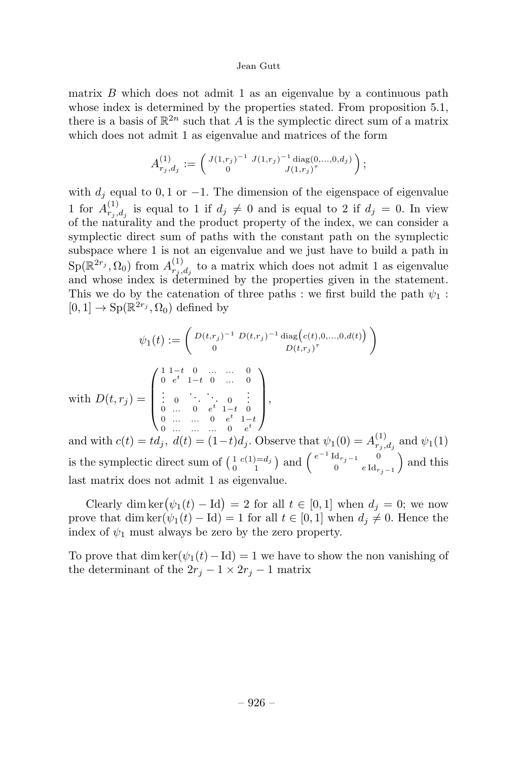matrix $B$ which does not admit 1 as an eigenvalue by a continuous path whose index is determined by the properties stated. From proposition 5.1, there is a basis of $\mathbb{R}^{2n}$ such that $A$ is the symplectic direct sum of a matrix which does not admit 1 as eigenvalue and matrices of the form

$$A^{(1)}_{r_j,d_j} := \begin{pmatrix} J(1,r_j)^{-1} & J(1,r_j)^{-1}\operatorname{diag}(0,\ldots,0,d_j) \\ 0 & J(1,r_j)^{\tau} \end{pmatrix};$$

with $d_j$ equal to $0, 1$ or $-1$. The dimension of the eigenspace of eigenvalue 1 for $A^{(1)}_{r_j,d_j}$ is equal to 1 if $d_j \neq 0$ and is equal to 2 if $d_j = 0$. In view of the naturality and the product property of the index, we can consider a symplectic direct sum of paths with the constant path on the symplectic subspace where 1 is not an eigenvalue and we just have to build a path in $\mathrm{Sp}(\mathbb{R}^{2r_j}, \Omega_0)$ from $A^{(1)}_{r_j,d_j}$ to a matrix which does not admit 1 as eigenvalue and whose index is determined by the properties given in the statement. This we do by the catenation of three paths : we first build the path $\psi_1 : [0,1] \to \mathrm{Sp}(\mathbb{R}^{2r_j}, \Omega_0)$ defined by

$$\psi_1(t) := \begin{pmatrix} D(t,r_j)^{-1} & D(t,r_j)^{-1}\operatorname{diag}\big(c(t),0,\ldots,0,d(t)\big) \\ 0 & D(t,r_j)^{\tau} \end{pmatrix}$$

with $D(t,r_j) = \begin{pmatrix} 1 & 1-t & 0 & \ldots & \ldots & 0 \\ 0 & e^t & 1-t & 0 & \ldots & 0 \\ \vdots & 0 & \ddots & \ddots & 0 & \vdots \\ 0 & \ldots & 0 & e^t & 1-t & 0 \\ 0 & \ldots & \ldots & 0 & e^t & 1-t \\ 0 & \ldots & \ldots & \ldots & 0 & e^t \end{pmatrix}$,

and with $c(t) = td_j,\ d(t) = (1-t)d_j$. Observe that $\psi_1(0) = A^{(1)}_{r_j,d_j}$ and $\psi_1(1)$ is the symplectic direct sum of $\begin{pmatrix} 1 & c(1)=d_j \\ 0 & 1 \end{pmatrix}$ and $\begin{pmatrix} e^{-1}\,\mathrm{Id}_{r_j-1} & 0 \\ 0 & e\,\mathrm{Id}_{r_j-1} \end{pmatrix}$ and this last matrix does not admit 1 as eigenvalue.

Clearly $\dim\ker\big(\psi_1(t) - \mathrm{Id}\big) = 2$ for all $t \in [0,1]$ when $d_j = 0$; we now prove that $\dim\ker(\psi_1(t) - \mathrm{Id}) = 1$ for all $t \in [0,1]$ when $d_j \neq 0$. Hence the index of $\psi_1$ must always be zero by the zero property.

To prove that $\dim\ker(\psi_1(t) - \mathrm{Id}) = 1$ we have to show the non vanishing of the determinant of the $2r_j - 1 \times 2r_j - 1$ matrix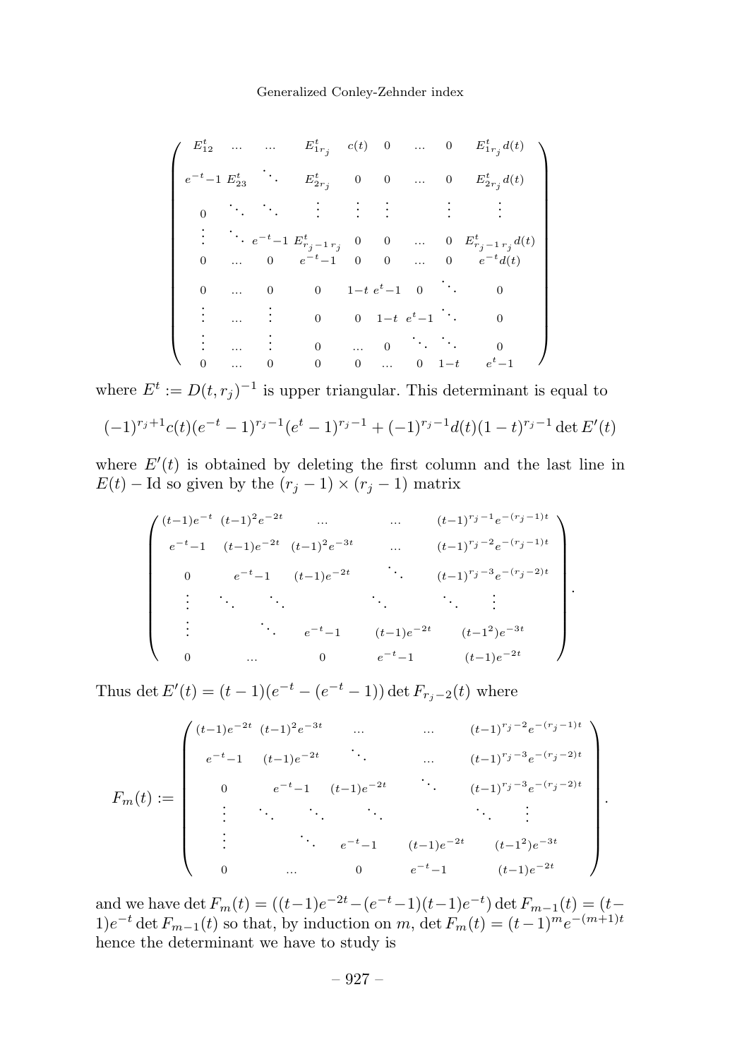$$
\begin{pmatrix}
E^t_{12} & \dots & \dots & E^t_{1r_j} & c(t) & 0 & \dots & 0 & E^t_{1r_j}d(t) \\
e^{-t}-1 & E^t_{23} & \ddots & E^t_{2r_j} & 0 & 0 & \dots & 0 & E^t_{2r_j}d(t) \\
0 & \ddots & \ddots & \vdots & \vdots & \vdots & & \vdots & \vdots \\
\vdots & \ddots & e^{-t}-1 & E^t_{r_j-1\,r_j} & 0 & 0 & \dots & 0 & E^t_{r_j-1\,r_j}d(t) \\
0 & \dots & 0 & e^{-t}-1 & 0 & 0 & \dots & 0 & e^{-t}d(t) \\
0 & \dots & 0 & 0 & 1-t & e^t-1 & 0 & \ddots & 0 \\
\vdots & \dots & \vdots & 0 & 0 & 1-t & e^t-1 & \ddots & 0 \\
\vdots & \dots & \vdots & 0 & \dots & 0 & \ddots & \ddots & 0 \\
0 & \dots & 0 & 0 & 0 & \dots & 0 & 1-t & e^t-1
\end{pmatrix}
$$

where $E^t := D(t, r_j)^{-1}$ is upper triangular. This determinant is equal to

$$
(-1)^{r_j+1}c(t)(e^{-t}-1)^{r_j-1}(e^t-1)^{r_j-1} + (-1)^{r_j-1}d(t)(1-t)^{r_j-1}\det E'(t)
$$

where $E'(t)$ is obtained by deleting the first column and the last line in $E(t) - \mathrm{Id}$ so given by the $(r_j - 1) \times (r_j - 1)$ matrix

$$
\begin{pmatrix}
(t-1)e^{-t} & (t-1)^2e^{-2t} & \dots & \dots & (t-1)^{r_j-1}e^{-(r_j-1)t} \\
e^{-t}-1 & (t-1)e^{-2t} & (t-1)^2e^{-3t} & \dots & (t-1)^{r_j-2}e^{-(r_j-1)t} \\
0 & e^{-t}-1 & (t-1)e^{-2t} & \ddots & (t-1)^{r_j-3}e^{-(r_j-2)t} \\
\vdots & \ddots & \ddots & \ddots & \ddots \quad \vdots \\
\vdots & & \ddots \quad e^{-t}-1 & (t-1)e^{-2t} & (t-1^2)e^{-3t} \\
0 & \dots & 0 & e^{-t}-1 & (t-1)e^{-2t}
\end{pmatrix}.
$$

Thus $\det E'(t) = (t-1)(e^{-t} - (e^{-t}-1)) \det F_{r_j-2}(t)$ where

$$
F_m(t) := \begin{pmatrix}
(t-1)e^{-2t} & (t-1)^2e^{-3t} & \dots & \dots & (t-1)^{r_j-2}e^{-(r_j-1)t} \\
e^{-t}-1 & (t-1)e^{-2t} & \ddots & \dots & (t-1)^{r_j-3}e^{-(r_j-2)t} \\
0 & e^{-t}-1 & (t-1)e^{-2t} & \ddots & (t-1)^{r_j-3}e^{-(r_j-2)t} \\
\vdots & \ddots & \ddots & \ddots & \ddots \quad \vdots \\
\vdots & & \ddots \quad e^{-t}-1 & (t-1)e^{-2t} & (t-1^2)e^{-3t} \\
0 & \dots & 0 & e^{-t}-1 & (t-1)e^{-2t}
\end{pmatrix}.
$$

and we have $\det F_m(t) = ((t-1)e^{-2t} - (e^{-t}-1)(t-1)e^{-t}) \det F_{m-1}(t) = (t-1)e^{-t} \det F_{m-1}(t)$ so that, by induction on $m$, $\det F_m(t) = (t-1)^m e^{-(m+1)t}$ hence the determinant we have to study is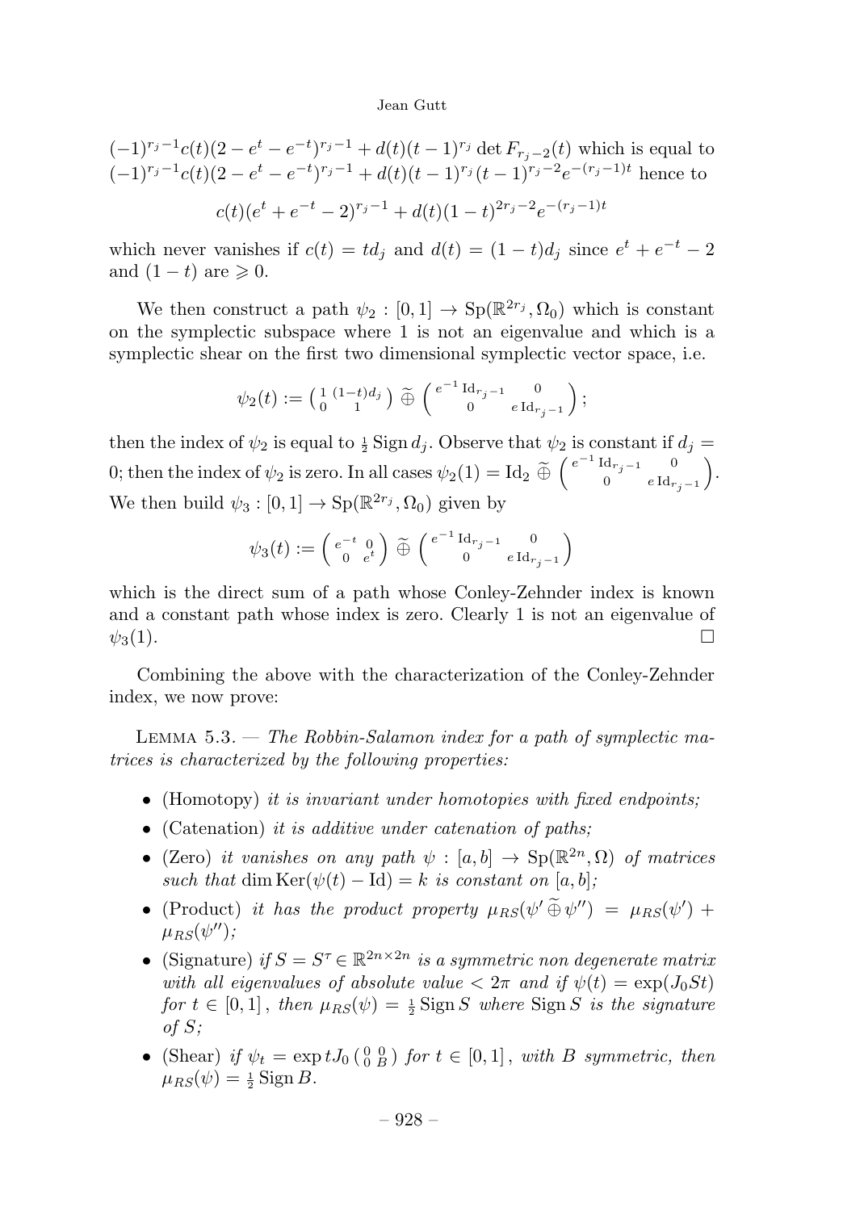$(-1)^{r_j-1}c(t)(2-e^t-e^{-t})^{r_j-1}+d(t)(t-1)^{r_j}\det F_{r_j-2}(t)$ which is equal to $(-1)^{r_j-1}c(t)(2-e^t-e^{-t})^{r_j-1}+d(t)(t-1)^{r_j}(t-1)^{r_j-2}e^{-(r_j-1)t}$ hence to

$$c(t)(e^t+e^{-t}-2)^{r_j-1}+d(t)(1-t)^{2r_j-2}e^{-(r_j-1)t}$$

which never vanishes if $c(t)=td_j$ and $d(t)=(1-t)d_j$ since $e^t+e^{-t}-2$ and $(1-t)$ are $\geqslant 0$.

We then construct a path $\psi_2:[0,1]\to \mathrm{Sp}(\mathbb{R}^{2r_j},\Omega_0)$ which is constant on the symplectic subspace where 1 is not an eigenvalue and which is a symplectic shear on the first two dimensional symplectic vector space, i.e.

$$\psi_2(t):=\begin{pmatrix}1&(1-t)d_j\\0&1\end{pmatrix}\widetilde{\oplus}\begin{pmatrix}e^{-1}\,\mathrm{Id}_{r_j-1}&0\\0&e\,\mathrm{Id}_{r_j-1}\end{pmatrix};$$

then the index of $\psi_2$ is equal to $\frac{1}{2}\operatorname{Sign} d_j$. Observe that $\psi_2$ is constant if $d_j=0$; then the index of $\psi_2$ is zero. In all cases $\psi_2(1)=\mathrm{Id}_2\ \widetilde{\oplus}\begin{pmatrix}e^{-1}\,\mathrm{Id}_{r_j-1}&0\\0&e\,\mathrm{Id}_{r_j-1}\end{pmatrix}$. We then build $\psi_3:[0,1]\to\mathrm{Sp}(\mathbb{R}^{2r_j},\Omega_0)$ given by

$$\psi_3(t):=\begin{pmatrix}e^{-t}&0\\0&e^t\end{pmatrix}\widetilde{\oplus}\begin{pmatrix}e^{-1}\,\mathrm{Id}_{r_j-1}&0\\0&e\,\mathrm{Id}_{r_j-1}\end{pmatrix}$$

which is the direct sum of a path whose Conley-Zehnder index is known and a constant path whose index is zero. Clearly 1 is not an eigenvalue of $\psi_3(1)$. $\square$

Combining the above with the characterization of the Conley-Zehnder index, we now prove:

Lemma 5.3. — *The Robbin-Salamon index for a path of symplectic matrices is characterized by the following properties:*

- (Homotopy) *it is invariant under homotopies with fixed endpoints;*
- (Catenation) *it is additive under catenation of paths;*
- (Zero) *it vanishes on any path $\psi:[a,b]\to\mathrm{Sp}(\mathbb{R}^{2n},\Omega)$ of matrices such that $\dim\operatorname{Ker}(\psi(t)-\mathrm{Id})=k$ is constant on $[a,b]$;*
- (Product) *it has the product property $\mu_{RS}(\psi'\,\widetilde{\oplus}\,\psi'')=\mu_{RS}(\psi')+\mu_{RS}(\psi'')$;*
- (Signature) *if $S=S^\tau\in\mathbb{R}^{2n\times 2n}$ is a symmetric non degenerate matrix with all eigenvalues of absolute value $<2\pi$ and if $\psi(t)=\exp(J_0St)$ for $t\in[0,1]$, then $\mu_{RS}(\psi)=\frac{1}{2}\operatorname{Sign}S$ where $\operatorname{Sign}S$ is the signature of $S$;*
- (Shear) *if $\psi_t=\exp tJ_0\begin{pmatrix}0&0\\0&B\end{pmatrix}$ for $t\in[0,1]$, with $B$ symmetric, then $\mu_{RS}(\psi)=\frac{1}{2}\operatorname{Sign}B$.*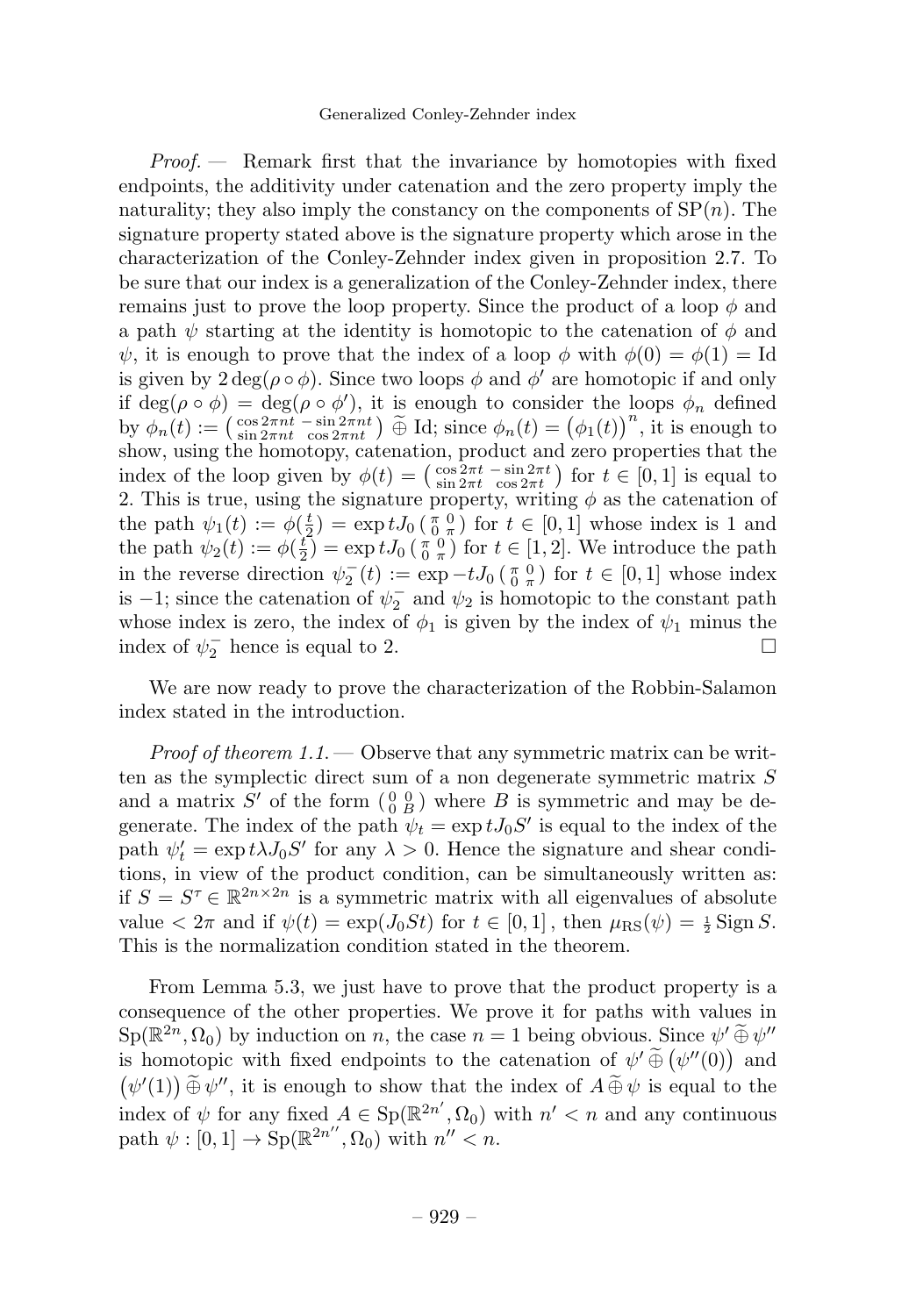*Proof.* — Remark first that the invariance by homotopies with fixed endpoints, the additivity under catenation and the zero property imply the naturality; they also imply the constancy on the components of $\mathrm{SP}(n)$. The signature property stated above is the signature property which arose in the characterization of the Conley-Zehnder index given in proposition 2.7. To be sure that our index is a generalization of the Conley-Zehnder index, there remains just to prove the loop property. Since the product of a loop $\phi$ and a path $\psi$ starting at the identity is homotopic to the catenation of $\phi$ and $\psi$, it is enough to prove that the index of a loop $\phi$ with $\phi(0) = \phi(1) = \mathrm{Id}$ is given by $2\deg(\rho\circ\phi)$. Since two loops $\phi$ and $\phi'$ are homotopic if and only if $\deg(\rho\circ\phi) = \deg(\rho\circ\phi')$, it is enough to consider the loops $\phi_n$ defined by $\phi_n(t) := \left(\begin{smallmatrix}\cos 2\pi nt & -\sin 2\pi nt\\ \sin 2\pi nt & \cos 2\pi nt\end{smallmatrix}\right) \widetilde{\oplus}\, \mathrm{Id}$; since $\phi_n(t) = \big(\phi_1(t)\big)^n$, it is enough to show, using the homotopy, catenation, product and zero properties that the index of the loop given by $\phi(t) = \left(\begin{smallmatrix}\cos 2\pi t & -\sin 2\pi t\\ \sin 2\pi t & \cos 2\pi t\end{smallmatrix}\right)$ for $t\in[0,1]$ is equal to 2. This is true, using the signature property, writing $\phi$ as the catenation of the path $\psi_1(t) := \phi(\frac{t}{2}) = \exp tJ_0\left(\begin{smallmatrix}\pi & 0\\ 0 & \pi\end{smallmatrix}\right)$ for $t\in[0,1]$ whose index is 1 and the path $\psi_2(t) := \phi(\frac{t}{2}) = \exp tJ_0\left(\begin{smallmatrix}\pi & 0\\ 0 & \pi\end{smallmatrix}\right)$ for $t\in[1,2]$. We introduce the path in the reverse direction $\psi_2^-(t) := \exp -tJ_0\left(\begin{smallmatrix}\pi & 0\\ 0 & \pi\end{smallmatrix}\right)$ for $t\in[0,1]$ whose index is $-1$; since the catenation of $\psi_2^-$ and $\psi_2$ is homotopic to the constant path whose index is zero, the index of $\phi_1$ is given by the index of $\psi_1$ minus the index of $\psi_2^-$ hence is equal to 2. $\square$

We are now ready to prove the characterization of the Robbin-Salamon index stated in the introduction.

*Proof of theorem 1.1.* — Observe that any symmetric matrix can be written as the symplectic direct sum of a non degenerate symmetric matrix $S$ and a matrix $S'$ of the form $\left(\begin{smallmatrix}0 & 0\\ 0 & B\end{smallmatrix}\right)$ where $B$ is symmetric and may be degenerate. The index of the path $\psi_t = \exp tJ_0S'$ is equal to the index of the path $\psi'_t = \exp t\lambda J_0 S'$ for any $\lambda > 0$. Hence the signature and shear conditions, in view of the product condition, can be simultaneously written as: if $S = S^\tau \in \mathbb{R}^{2n\times 2n}$ is a symmetric matrix with all eigenvalues of absolute value $< 2\pi$ and if $\psi(t) = \exp(J_0St)$ for $t\in[0,1]$, then $\mu_{\mathrm{RS}}(\psi) = \frac{1}{2}\operatorname{Sign} S$. This is the normalization condition stated in the theorem.

From Lemma 5.3, we just have to prove that the product property is a consequence of the other properties. We prove it for paths with values in $\mathrm{Sp}(\mathbb{R}^{2n},\Omega_0)$ by induction on $n$, the case $n=1$ being obvious. Since $\psi'\,\widetilde{\oplus}\,\psi''$ is homotopic with fixed endpoints to the catenation of $\psi'\,\widetilde{\oplus}\,\big(\psi''(0)\big)$ and $\big(\psi'(1)\big)\,\widetilde{\oplus}\,\psi''$, it is enough to show that the index of $A\,\widetilde{\oplus}\,\psi$ is equal to the index of $\psi$ for any fixed $A\in \mathrm{Sp}(\mathbb{R}^{2n'},\Omega_0)$ with $n'<n$ and any continuous path $\psi : [0,1]\to \mathrm{Sp}(\mathbb{R}^{2n''},\Omega_0)$ with $n''<n$.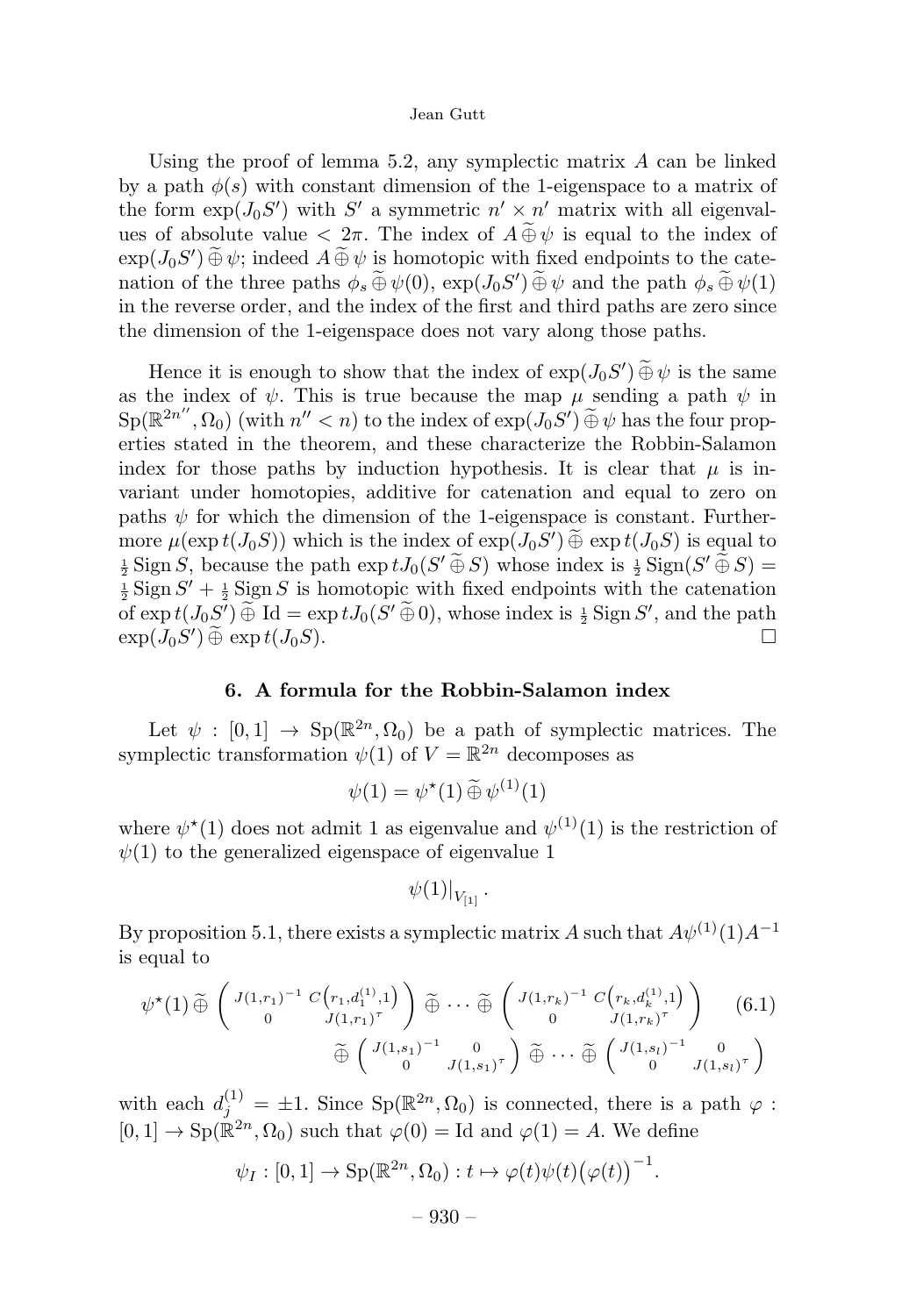Using the proof of lemma 5.2, any symplectic matrix $A$ can be linked by a path $\phi(s)$ with constant dimension of the 1-eigenspace to a matrix of the form $\exp(J_0 S')$ with $S'$ a symmetric $n' \times n'$ matrix with all eigenvalues of absolute value $< 2\pi$. The index of $A \,\widetilde{\oplus}\, \psi$ is equal to the index of $\exp(J_0 S') \,\widetilde{\oplus}\, \psi$; indeed $A \,\widetilde{\oplus}\, \psi$ is homotopic with fixed endpoints to the catenation of the three paths $\phi_s \,\widetilde{\oplus}\, \psi(0)$, $\exp(J_0 S') \,\widetilde{\oplus}\, \psi$ and the path $\phi_s \,\widetilde{\oplus}\, \psi(1)$ in the reverse order, and the index of the first and third paths are zero since the dimension of the 1-eigenspace does not vary along those paths.

Hence it is enough to show that the index of $\exp(J_0 S') \,\widetilde{\oplus}\, \psi$ is the same as the index of $\psi$. This is true because the map $\mu$ sending a path $\psi$ in $\mathrm{Sp}(\mathbb{R}^{2n''}, \Omega_0)$ (with $n'' < n$) to the index of $\exp(J_0 S') \,\widetilde{\oplus}\, \psi$ has the four properties stated in the theorem, and these characterize the Robbin-Salamon index for those paths by induction hypothesis. It is clear that $\mu$ is invariant under homotopies, additive for catenation and equal to zero on paths $\psi$ for which the dimension of the 1-eigenspace is constant. Furthermore $\mu(\exp t(J_0 S))$ which is the index of $\exp(J_0 S') \,\widetilde{\oplus}\, \exp t(J_0 S)$ is equal to $\frac{1}{2}\operatorname{Sign} S$, because the path $\exp tJ_0(S' \,\widetilde{\oplus}\, S)$ whose index is $\frac{1}{2}\operatorname{Sign}(S' \,\widetilde{\oplus}\, S) = \frac{1}{2}\operatorname{Sign} S' + \frac{1}{2}\operatorname{Sign} S$ is homotopic with fixed endpoints with the catenation of $\exp t(J_0 S') \,\widetilde{\oplus}\, \mathrm{Id} = \exp tJ_0(S' \,\widetilde{\oplus}\, 0)$, whose index is $\frac{1}{2}\operatorname{Sign} S'$, and the path $\exp(J_0 S') \,\widetilde{\oplus}\, \exp t(J_0 S)$. $\square$

## 6. A formula for the Robbin-Salamon index

Let $\psi : [0,1] \to \mathrm{Sp}(\mathbb{R}^{2n}, \Omega_0)$ be a path of symplectic matrices. The symplectic transformation $\psi(1)$ of $V = \mathbb{R}^{2n}$ decomposes as

$$\psi(1) = \psi^\star(1) \,\widetilde{\oplus}\, \psi^{(1)}(1)$$

where $\psi^\star(1)$ does not admit 1 as eigenvalue and $\psi^{(1)}(1)$ is the restriction of $\psi(1)$ to the generalized eigenspace of eigenvalue 1

$$\psi(1)|_{V_{[1]}}.$$

By proposition 5.1, there exists a symplectic matrix $A$ such that $A\psi^{(1)}(1)A^{-1}$ is equal to

$$\begin{aligned}\psi^\star(1) \,\widetilde{\oplus}\, \begin{pmatrix} J(1,r_1)^{-1} & C\left(r_1, d_1^{(1)}, 1\right) \\ 0 & J(1,r_1)^\tau \end{pmatrix} \,\widetilde{\oplus}\, \cdots \,\widetilde{\oplus}\, \begin{pmatrix} J(1,r_k)^{-1} & C\left(r_k, d_k^{(1)}, 1\right) \\ 0 & J(1,r_k)^\tau \end{pmatrix} \\ \,\widetilde{\oplus}\, \begin{pmatrix} J(1,s_1)^{-1} & 0 \\ 0 & J(1,s_1)^\tau \end{pmatrix} \,\widetilde{\oplus}\, \cdots \,\widetilde{\oplus}\, \begin{pmatrix} J(1,s_l)^{-1} & 0 \\ 0 & J(1,s_l)^\tau \end{pmatrix}\end{aligned} \tag{6.1}$$

with each $d_j^{(1)} = \pm 1$. Since $\mathrm{Sp}(\mathbb{R}^{2n}, \Omega_0)$ is connected, there is a path $\varphi : [0,1] \to \mathrm{Sp}(\mathbb{R}^{2n}, \Omega_0)$ such that $\varphi(0) = \mathrm{Id}$ and $\varphi(1) = A$. We define

$$\psi_I : [0,1] \to \mathrm{Sp}(\mathbb{R}^{2n}, \Omega_0) : t \mapsto \varphi(t)\psi(t)\big(\varphi(t)\big)^{-1}.$$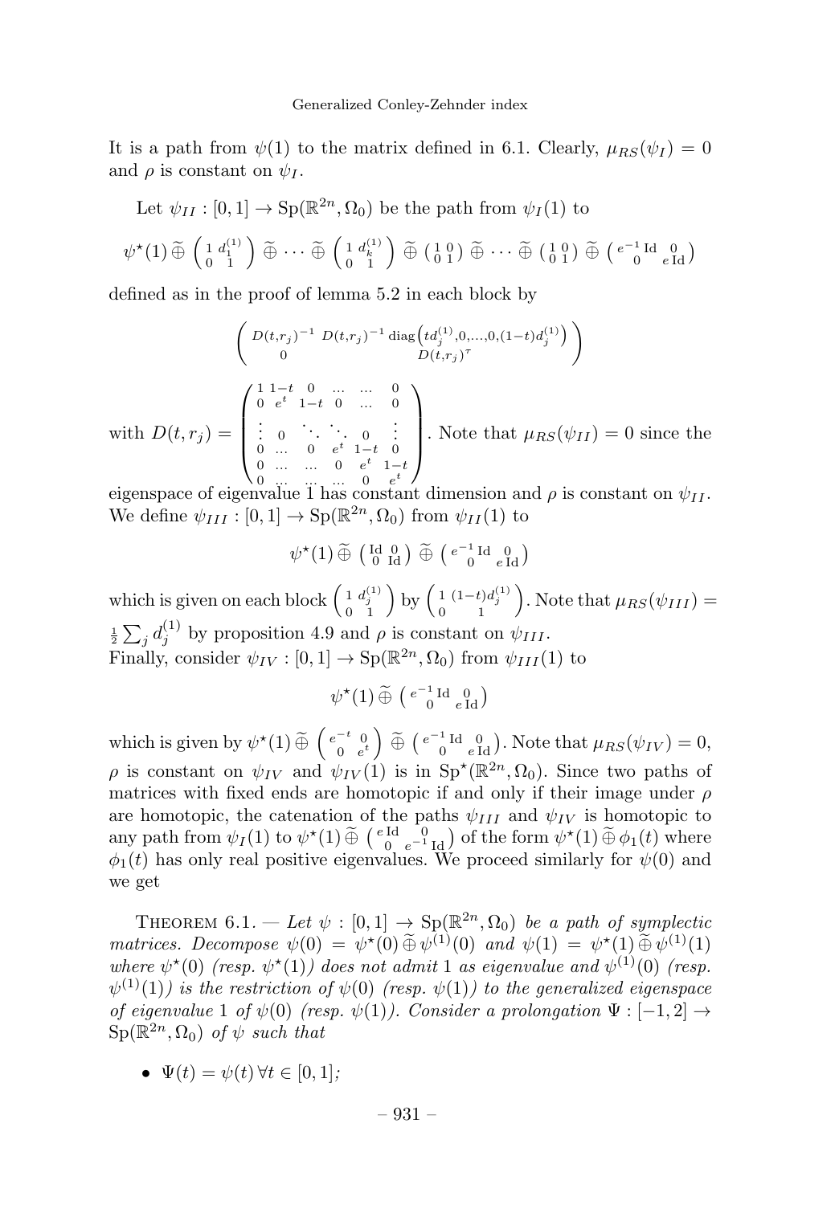It is a path from $\psi(1)$ to the matrix defined in 6.1. Clearly, $\mu_{RS}(\psi_I) = 0$ and $\rho$ is constant on $\psi_I$.

Let $\psi_{II} : [0,1] \to \mathrm{Sp}(\mathbb{R}^{2n}, \Omega_0)$ be the path from $\psi_I(1)$ to

$$\psi^\star(1) \,\widetilde{\oplus}\, \begin{pmatrix} 1 & d_1^{(1)} \\ 0 & 1 \end{pmatrix} \,\widetilde{\oplus}\, \cdots \,\widetilde{\oplus}\, \begin{pmatrix} 1 & d_k^{(1)} \\ 0 & 1 \end{pmatrix} \,\widetilde{\oplus}\, \begin{pmatrix} 1 & 0 \\ 0 & 1 \end{pmatrix} \,\widetilde{\oplus}\, \cdots \,\widetilde{\oplus}\, \begin{pmatrix} 1 & 0 \\ 0 & 1 \end{pmatrix} \,\widetilde{\oplus}\, \begin{pmatrix} e^{-1}\,\mathrm{Id} & 0 \\ 0 & e\,\mathrm{Id} \end{pmatrix}$$

defined as in the proof of lemma 5.2 in each block by

$$\begin{pmatrix} D(t,r_j)^{-1} & D(t,r_j)^{-1}\,\mathrm{diag}\left(td_j^{(1)}, 0, \ldots, 0, (1-t)d_j^{(1)}\right) \\ 0 & D(t,r_j)^\tau \end{pmatrix}$$

with $D(t,r_j) = \begin{pmatrix} 1 & 1-t & 0 & \ldots & \ldots & 0 \\ 0 & e^t & 1-t & 0 & \ldots & 0 \\ \vdots & 0 & \ddots & \ddots & 0 & \vdots \\ 0 & \ldots & 0 & e^t & 1-t & 0 \\ 0 & \ldots & \ldots & 0 & e^t & 1-t \\ 0 & \ldots & \ldots & \ldots & 0 & e^t \end{pmatrix}$. Note that $\mu_{RS}(\psi_{II}) = 0$ since the eigenspace of eigenvalue 1 has constant dimension and $\rho$ is constant on $\psi_{II}$.
We define $\psi_{III} : [0,1] \to \mathrm{Sp}(\mathbb{R}^{2n}, \Omega_0)$ from $\psi_{II}(1)$ to

$$\psi^\star(1) \,\widetilde{\oplus}\, \begin{pmatrix} \mathrm{Id} & 0 \\ 0 & \mathrm{Id} \end{pmatrix} \,\widetilde{\oplus}\, \begin{pmatrix} e^{-1}\,\mathrm{Id} & 0 \\ 0 & e\,\mathrm{Id} \end{pmatrix}$$

which is given on each block $\begin{pmatrix} 1 & d_j^{(1)} \\ 0 & 1 \end{pmatrix}$ by $\begin{pmatrix} 1 & (1-t)d_j^{(1)} \\ 0 & 1 \end{pmatrix}$. Note that $\mu_{RS}(\psi_{III}) = \frac{1}{2}\sum_j d_j^{(1)}$ by proposition 4.9 and $\rho$ is constant on $\psi_{III}$.
Finally, consider $\psi_{IV} : [0,1] \to \mathrm{Sp}(\mathbb{R}^{2n}, \Omega_0)$ from $\psi_{III}(1)$ to

$$\psi^\star(1) \,\widetilde{\oplus}\, \begin{pmatrix} e^{-1}\,\mathrm{Id} & 0 \\ 0 & e\,\mathrm{Id} \end{pmatrix}$$

which is given by $\psi^\star(1) \,\widetilde{\oplus}\, \begin{pmatrix} e^{-t} & 0 \\ 0 & e^t \end{pmatrix} \,\widetilde{\oplus}\, \begin{pmatrix} e^{-1}\,\mathrm{Id} & 0 \\ 0 & e\,\mathrm{Id} \end{pmatrix}$. Note that $\mu_{RS}(\psi_{IV}) = 0$, $\rho$ is constant on $\psi_{IV}$ and $\psi_{IV}(1)$ is in $\mathrm{Sp}^\star(\mathbb{R}^{2n}, \Omega_0)$. Since two paths of matrices with fixed ends are homotopic if and only if their image under $\rho$ are homotopic, the catenation of the paths $\psi_{III}$ and $\psi_{IV}$ is homotopic to any path from $\psi_I(1)$ to $\psi^\star(1) \,\widetilde{\oplus}\, \begin{pmatrix} e\,\mathrm{Id} & 0 \\ 0 & e^{-1}\,\mathrm{Id} \end{pmatrix}$ of the form $\psi^\star(1) \,\widetilde{\oplus}\, \phi_1(t)$ where $\phi_1(t)$ has only real positive eigenvalues. We proceed similarly for $\psi(0)$ and we get

**Theorem 6.1.** — *Let $\psi : [0,1] \to \mathrm{Sp}(\mathbb{R}^{2n}, \Omega_0)$ be a path of symplectic matrices. Decompose $\psi(0) = \psi^\star(0) \,\widetilde{\oplus}\, \psi^{(1)}(0)$ and $\psi(1) = \psi^\star(1) \,\widetilde{\oplus}\, \psi^{(1)}(1)$ where $\psi^\star(0)$ (resp. $\psi^\star(1)$) does not admit 1 as eigenvalue and $\psi^{(1)}(0)$ (resp. $\psi^{(1)}(1)$) is the restriction of $\psi(0)$ (resp. $\psi(1)$) to the generalized eigenspace of eigenvalue 1 of $\psi(0)$ (resp. $\psi(1)$). Consider a prolongation $\Psi : [-1,2] \to \mathrm{Sp}(\mathbb{R}^{2n}, \Omega_0)$ of $\psi$ such that*

- *$\Psi(t) = \psi(t)\ \forall t \in [0,1]$;*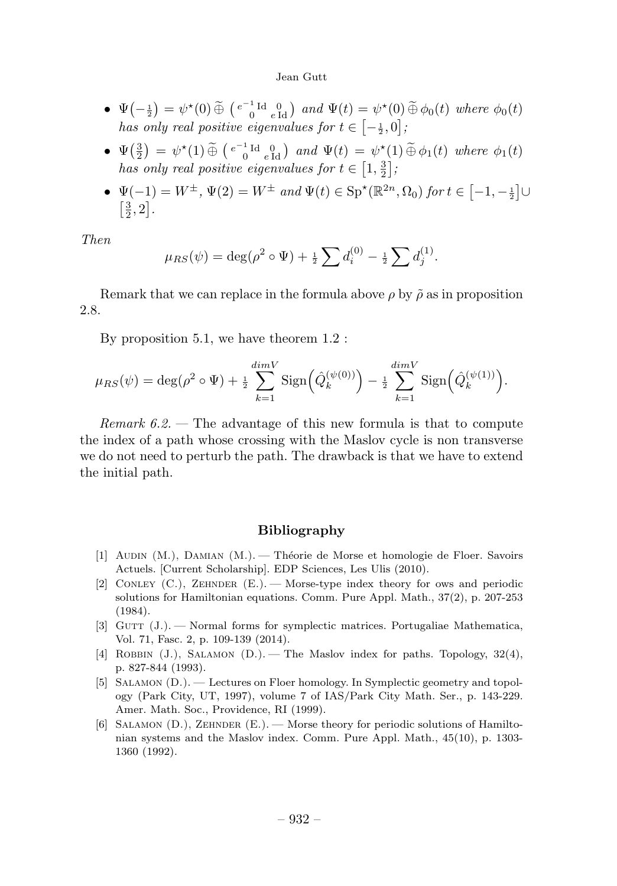- $\Psi\left(-\frac{1}{2}\right) = \psi^\star(0) \,\widetilde{\oplus}\, \left(\begin{smallmatrix} e^{-1}\mathrm{Id} & 0 \\ 0 & e\,\mathrm{Id}\end{smallmatrix}\right)$ *and* $\Psi(t) = \psi^\star(0) \,\widetilde{\oplus}\, \phi_0(t)$ *where* $\phi_0(t)$ *has only real positive eigenvalues for* $t \in \left[-\frac{1}{2}, 0\right]$*;*
- $\Psi\left(\frac{3}{2}\right) = \psi^\star(1) \,\widetilde{\oplus}\, \left(\begin{smallmatrix} e^{-1}\mathrm{Id} & 0 \\ 0 & e\,\mathrm{Id}\end{smallmatrix}\right)$ *and* $\Psi(t) = \psi^\star(1) \,\widetilde{\oplus}\, \phi_1(t)$ *where* $\phi_1(t)$ *has only real positive eigenvalues for* $t \in \left[1, \frac{3}{2}\right]$*;*
- $\Psi(-1) = W^{\pm}$, $\Psi(2) = W^{\pm}$ *and* $\Psi(t) \in \mathrm{Sp}^\star(\mathbb{R}^{2n}, \Omega_0)$ *for* $t \in \left[-1, -\frac{1}{2}\right] \cup \left[\frac{3}{2}, 2\right]$.

*Then*

$$\mu_{RS}(\psi) = \deg(\rho^2 \circ \Psi) + \tfrac{1}{2} \sum d_i^{(0)} - \tfrac{1}{2} \sum d_j^{(1)}.$$

Remark that we can replace in the formula above $\rho$ by $\tilde{\rho}$ as in proposition 2.8.

By proposition 5.1, we have theorem 1.2 :

$$\mu_{RS}(\psi) = \deg(\rho^2 \circ \Psi) + \tfrac{1}{2} \sum_{k=1}^{dim V} \mathrm{Sign}\Big(\hat{Q}_k^{(\psi(0))}\Big) - \tfrac{1}{2} \sum_{k=1}^{dim V} \mathrm{Sign}\Big(\hat{Q}_k^{(\psi(1))}\Big).$$

*Remark 6.2.* — The advantage of this new formula is that to compute the index of a path whose crossing with the Maslov cycle is non transverse we do not need to perturb the path. The drawback is that we have to extend the initial path.

## Bibliography

[1] Audin (M.), Damian (M.). — Théorie de Morse et homologie de Floer. Savoirs Actuels. [Current Scholarship]. EDP Sciences, Les Ulis (2010).

[2] Conley (C.), Zehnder (E.). — Morse-type index theory for ows and periodic solutions for Hamiltonian equations. Comm. Pure Appl. Math., 37(2), p. 207-253 (1984).

[3] Gutt (J.). — Normal forms for symplectic matrices. Portugaliae Mathematica, Vol. 71, Fasc. 2, p. 109-139 (2014).

[4] Robbin (J.), Salamon (D.). — The Maslov index for paths. Topology, 32(4), p. 827-844 (1993).

[5] Salamon (D.). — Lectures on Floer homology. In Symplectic geometry and topology (Park City, UT, 1997), volume 7 of IAS/Park City Math. Ser., p. 143-229. Amer. Math. Soc., Providence, RI (1999).

[6] Salamon (D.), Zehnder (E.). — Morse theory for periodic solutions of Hamiltonian systems and the Maslov index. Comm. Pure Appl. Math., 45(10), p. 1303-1360 (1992).